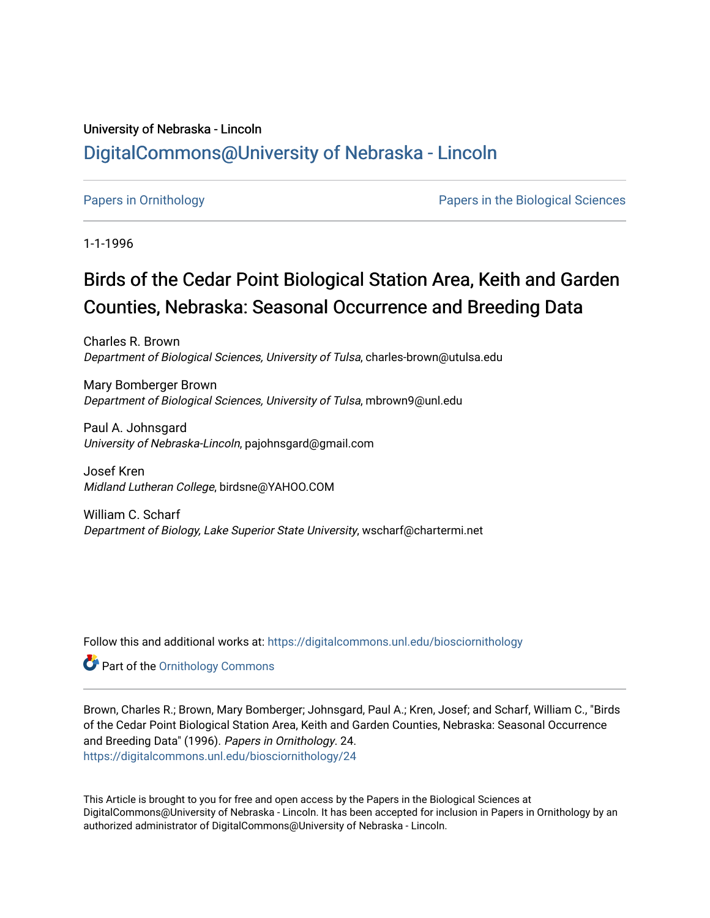University of Nebraska - Lincoln

## DigitalCommons@University of Nebraska - Lincoln

Papers in Ornithology | Papers in the Biological Sciences

1-1-1996

# Birds of the Cedar Point Biological Station Area, Keith and Garden Counties, Nebraska: Seasonal Occurrence and Breeding Data

Charles R. Brown
*Department of Biological Sciences, University of Tulsa*, charles-brown@utulsa.edu

Mary Bomberger Brown
*Department of Biological Sciences, University of Tulsa*, mbrown9@unl.edu

Paul A. Johnsgard
*University of Nebraska-Lincoln*, pajohnsgard@gmail.com

Josef Kren
*Midland Lutheran College*, birdsne@YAHOO.COM

William C. Scharf
*Department of Biology, Lake Superior State University*, wscharf@chartermi.net

Follow this and additional works at: https://digitalcommons.unl.edu/biosciornithology

Part of the Ornithology Commons

Brown, Charles R.; Brown, Mary Bomberger; Johnsgard, Paul A.; Kren, Josef; and Scharf, William C., "Birds of the Cedar Point Biological Station Area, Keith and Garden Counties, Nebraska: Seasonal Occurrence and Breeding Data" (1996). *Papers in Ornithology*. 24.
https://digitalcommons.unl.edu/biosciornithology/24

This Article is brought to you for free and open access by the Papers in the Biological Sciences at DigitalCommons@University of Nebraska - Lincoln. It has been accepted for inclusion in Papers in Ornithology by an authorized administrator of DigitalCommons@University of Nebraska - Lincoln.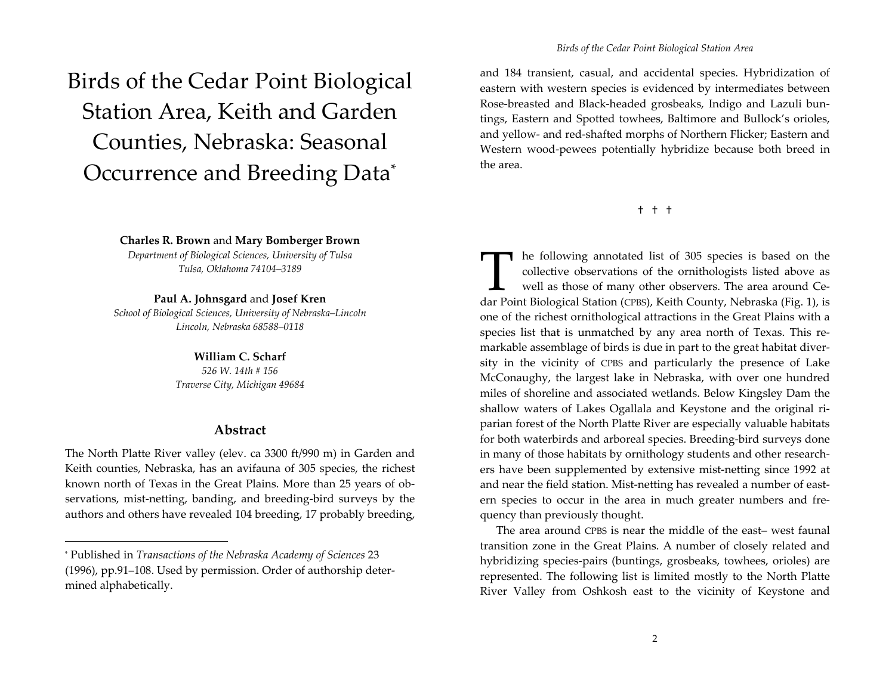# Birds of the Cedar Point Biological Station Area, Keith and Garden Counties, Nebraska: Seasonal Occurrence and Breeding Data*

**Charles R. Brown** and **Mary Bomberger Brown**
*Department of Biological Sciences, University of Tulsa*
*Tulsa, Oklahoma 74104–3189*

**Paul A. Johnsgard** and **Josef Kren**
*School of Biological Sciences, University of Nebraska–Lincoln*
*Lincoln, Nebraska 68588–0118*

**William C. Scharf**
*526 W. 14th # 156*
*Traverse City, Michigan 49684*

## Abstract

The North Platte River valley (elev. ca 3300 ft/990 m) in Garden and Keith counties, Nebraska, has an avifauna of 305 species, the richest known north of Texas in the Great Plains. More than 25 years of observations, mist-netting, banding, and breeding-bird surveys by the authors and others have revealed 104 breeding, 17 probably breeding, and 184 transient, casual, and accidental species. Hybridization of eastern with western species is evidenced by intermediates between Rose-breasted and Black-headed grosbeaks, Indigo and Lazuli buntings, Eastern and Spotted towhees, Baltimore and Bullock's orioles, and yellow- and red-shafted morphs of Northern Flicker; Eastern and Western wood-pewees potentially hybridize because both breed in the area.

† † †

The following annotated list of 305 species is based on the collective observations of the ornithologists listed above as well as those of many other observers. The area around Cedar Point Biological Station (CPBS), Keith County, Nebraska (Fig. 1), is one of the richest ornithological attractions in the Great Plains with a species list that is unmatched by any area north of Texas. This remarkable assemblage of birds is due in part to the great habitat diversity in the vicinity of CPBS and particularly the presence of Lake McConaughy, the largest lake in Nebraska, with over one hundred miles of shoreline and associated wetlands. Below Kingsley Dam the shallow waters of Lakes Ogallala and Keystone and the original riparian forest of the North Platte River are especially valuable habitats for both waterbirds and arboreal species. Breeding-bird surveys done in many of those habitats by ornithology students and other researchers have been supplemented by extensive mist-netting since 1992 at and near the field station. Mist-netting has revealed a number of eastern species to occur in the area in much greater numbers and frequency than previously thought.

The area around CPBS is near the middle of the east– west faunal transition zone in the Great Plains. A number of closely related and hybridizing species-pairs (buntings, grosbeaks, towhees, orioles) are represented. The following list is limited mostly to the North Platte River Valley from Oshkosh east to the vicinity of Keystone and

---

* Published in *Transactions of the Nebraska Academy of Sciences* 23 (1996), pp.91–108. Used by permission. Order of authorship determined alphabetically.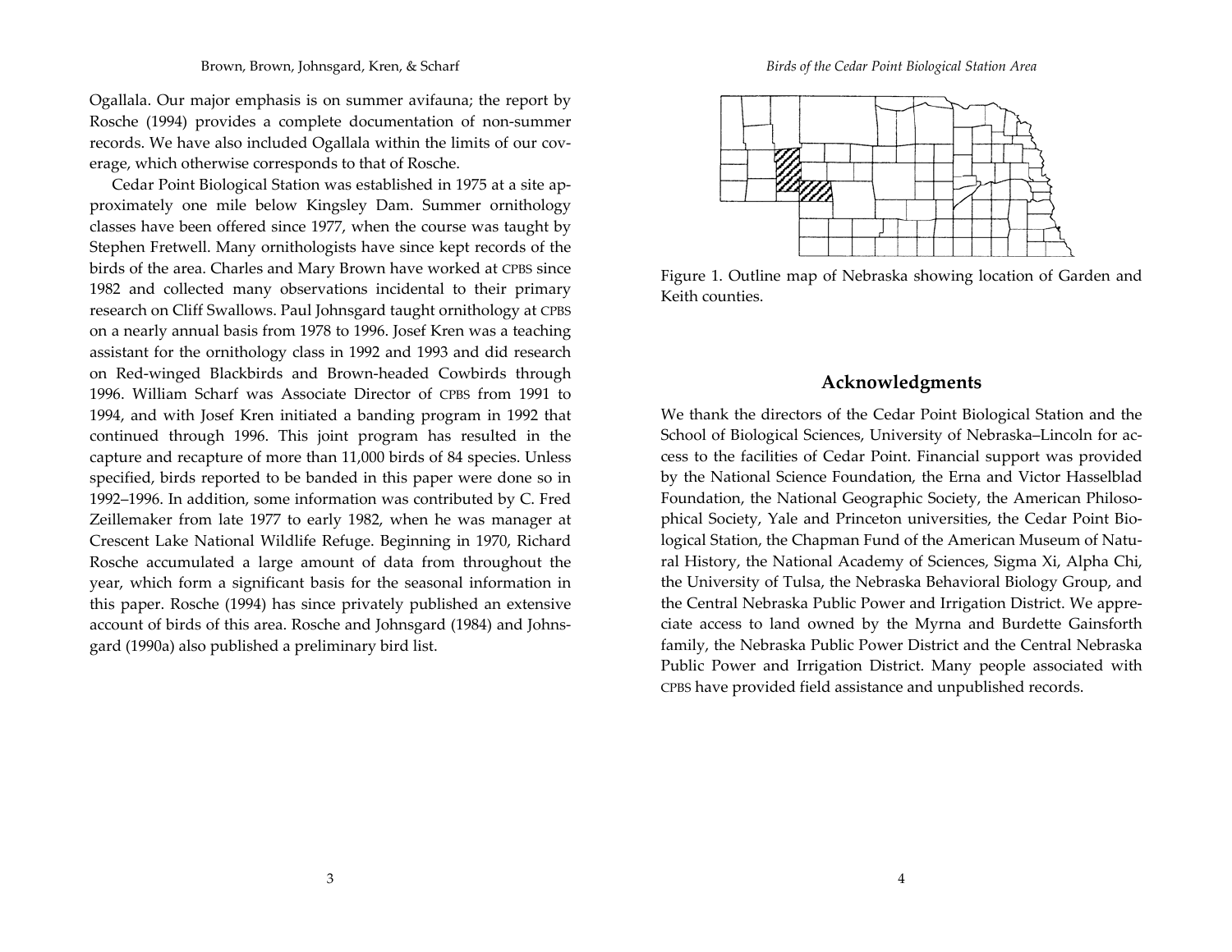Ogallala. Our major emphasis is on summer avifauna; the report by Rosche (1994) provides a complete documentation of non-summer records. We have also included Ogallala within the limits of our coverage, which otherwise corresponds to that of Rosche.

Cedar Point Biological Station was established in 1975 at a site approximately one mile below Kingsley Dam. Summer ornithology classes have been offered since 1977, when the course was taught by Stephen Fretwell. Many ornithologists have since kept records of the birds of the area. Charles and Mary Brown have worked at CPBS since 1982 and collected many observations incidental to their primary research on Cliff Swallows. Paul Johnsgard taught ornithology at CPBS on a nearly annual basis from 1978 to 1996. Josef Kren was a teaching assistant for the ornithology class in 1992 and 1993 and did research on Red-winged Blackbirds and Brown-headed Cowbirds through 1996. William Scharf was Associate Director of CPBS from 1991 to 1994, and with Josef Kren initiated a banding program in 1992 that continued through 1996. This joint program has resulted in the capture and recapture of more than 11,000 birds of 84 species. Unless specified, birds reported to be banded in this paper were done so in 1992–1996. In addition, some information was contributed by C. Fred Zeillemaker from late 1977 to early 1982, when he was manager at Crescent Lake National Wildlife Refuge. Beginning in 1970, Richard Rosche accumulated a large amount of data from throughout the year, which form a significant basis for the seasonal information in this paper. Rosche (1994) has since privately published an extensive account of birds of this area. Rosche and Johnsgard (1984) and Johnsgard (1990a) also published a preliminary bird list.

Figure 1. Outline map of Nebraska showing location of Garden and Keith counties.

## Acknowledgments

We thank the directors of the Cedar Point Biological Station and the School of Biological Sciences, University of Nebraska–Lincoln for access to the facilities of Cedar Point. Financial support was provided by the National Science Foundation, the Erna and Victor Hasselblad Foundation, the National Geographic Society, the American Philosophical Society, Yale and Princeton universities, the Cedar Point Biological Station, the Chapman Fund of the American Museum of Natural History, the National Academy of Sciences, Sigma Xi, Alpha Chi, the University of Tulsa, the Nebraska Behavioral Biology Group, and the Central Nebraska Public Power and Irrigation District. We appreciate access to land owned by the Myrna and Burdette Gainsforth family, the Nebraska Public Power District and the Central Nebraska Public Power and Irrigation District. Many people associated with CPBS have provided field assistance and unpublished records.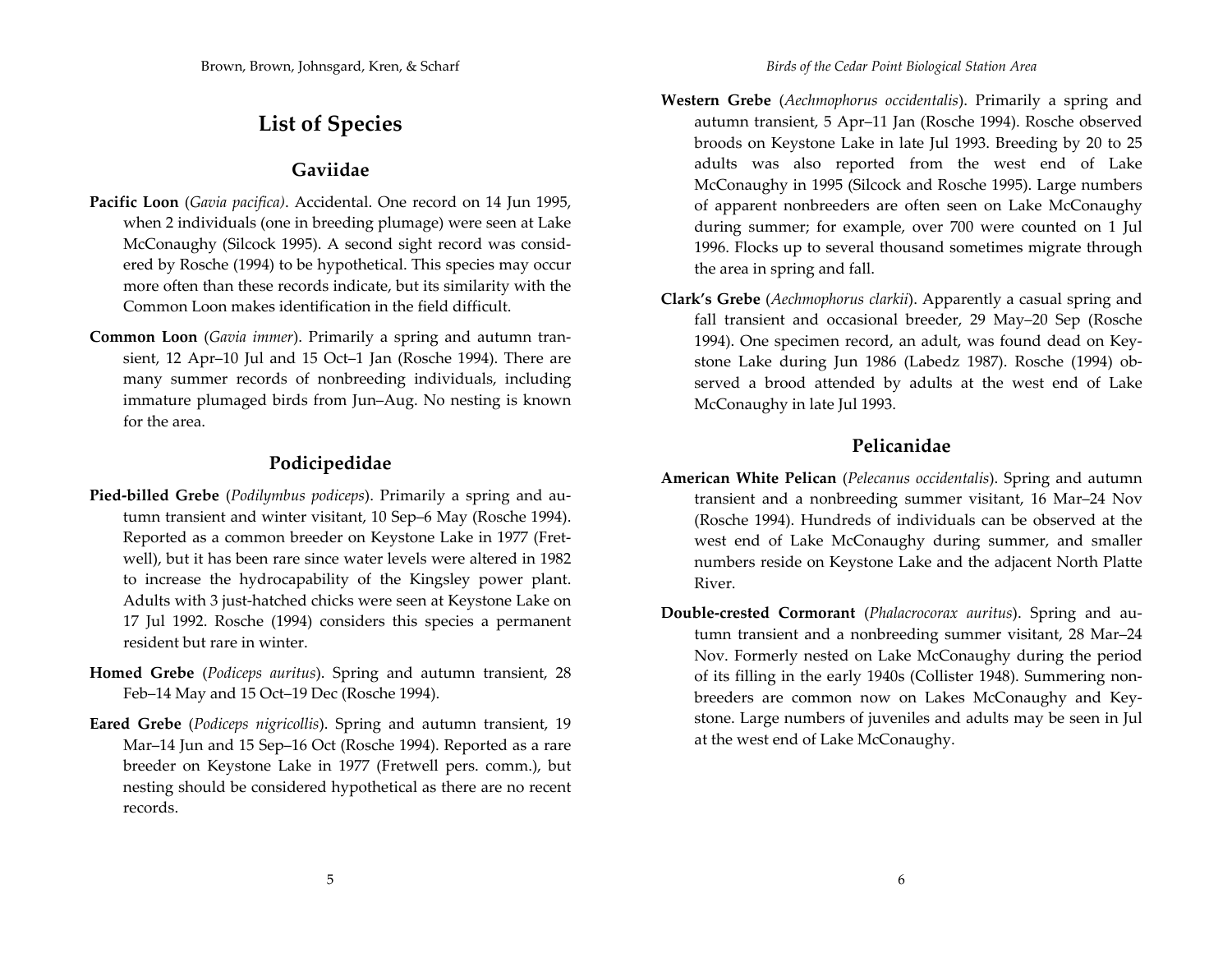# List of Species

## Gaviidae

**Pacific Loon** (*Gavia pacifica*). Accidental. One record on 14 Jun 1995, when 2 individuals (one in breeding plumage) were seen at Lake McConaughy (Silcock 1995). A second sight record was considered by Rosche (1994) to be hypothetical. This species may occur more often than these records indicate, but its similarity with the Common Loon makes identification in the field difficult.

**Common Loon** (*Gavia immer*). Primarily a spring and autumn transient, 12 Apr–10 Jul and 15 Oct–1 Jan (Rosche 1994). There are many summer records of nonbreeding individuals, including immature plumaged birds from Jun–Aug. No nesting is known for the area.

## Podicipedidae

**Pied-billed Grebe** (*Podilymbus podiceps*). Primarily a spring and autumn transient and winter visitant, 10 Sep–6 May (Rosche 1994). Reported as a common breeder on Keystone Lake in 1977 (Fretwell), but it has been rare since water levels were altered in 1982 to increase the hydrocapability of the Kingsley power plant. Adults with 3 just-hatched chicks were seen at Keystone Lake on 17 Jul 1992. Rosche (1994) considers this species a permanent resident but rare in winter.

**Homed Grebe** (*Podiceps auritus*). Spring and autumn transient, 28 Feb–14 May and 15 Oct–19 Dec (Rosche 1994).

**Eared Grebe** (*Podiceps nigricollis*). Spring and autumn transient, 19 Mar–14 Jun and 15 Sep–16 Oct (Rosche 1994). Reported as a rare breeder on Keystone Lake in 1977 (Fretwell pers. comm.), but nesting should be considered hypothetical as there are no recent records.

**Western Grebe** (*Aechmophorus occidentalis*). Primarily a spring and autumn transient, 5 Apr–11 Jan (Rosche 1994). Rosche observed broods on Keystone Lake in late Jul 1993. Breeding by 20 to 25 adults was also reported from the west end of Lake McConaughy in 1995 (Silcock and Rosche 1995). Large numbers of apparent nonbreeders are often seen on Lake McConaughy during summer; for example, over 700 were counted on 1 Jul 1996. Flocks up to several thousand sometimes migrate through the area in spring and fall.

**Clark's Grebe** (*Aechmophorus clarkii*). Apparently a casual spring and fall transient and occasional breeder, 29 May–20 Sep (Rosche 1994). One specimen record, an adult, was found dead on Keystone Lake during Jun 1986 (Labedz 1987). Rosche (1994) observed a brood attended by adults at the west end of Lake McConaughy in late Jul 1993.

## Pelicanidae

**American White Pelican** (*Pelecanus occidentalis*). Spring and autumn transient and a nonbreeding summer visitant, 16 Mar–24 Nov (Rosche 1994). Hundreds of individuals can be observed at the west end of Lake McConaughy during summer, and smaller numbers reside on Keystone Lake and the adjacent North Platte River.

**Double-crested Cormorant** (*Phalacrocorax auritus*). Spring and autumn transient and a nonbreeding summer visitant, 28 Mar–24 Nov. Formerly nested on Lake McConaughy during the period of its filling in the early 1940s (Collister 1948). Summering nonbreeders are common now on Lakes McConaughy and Keystone. Large numbers of juveniles and adults may be seen in Jul at the west end of Lake McConaughy.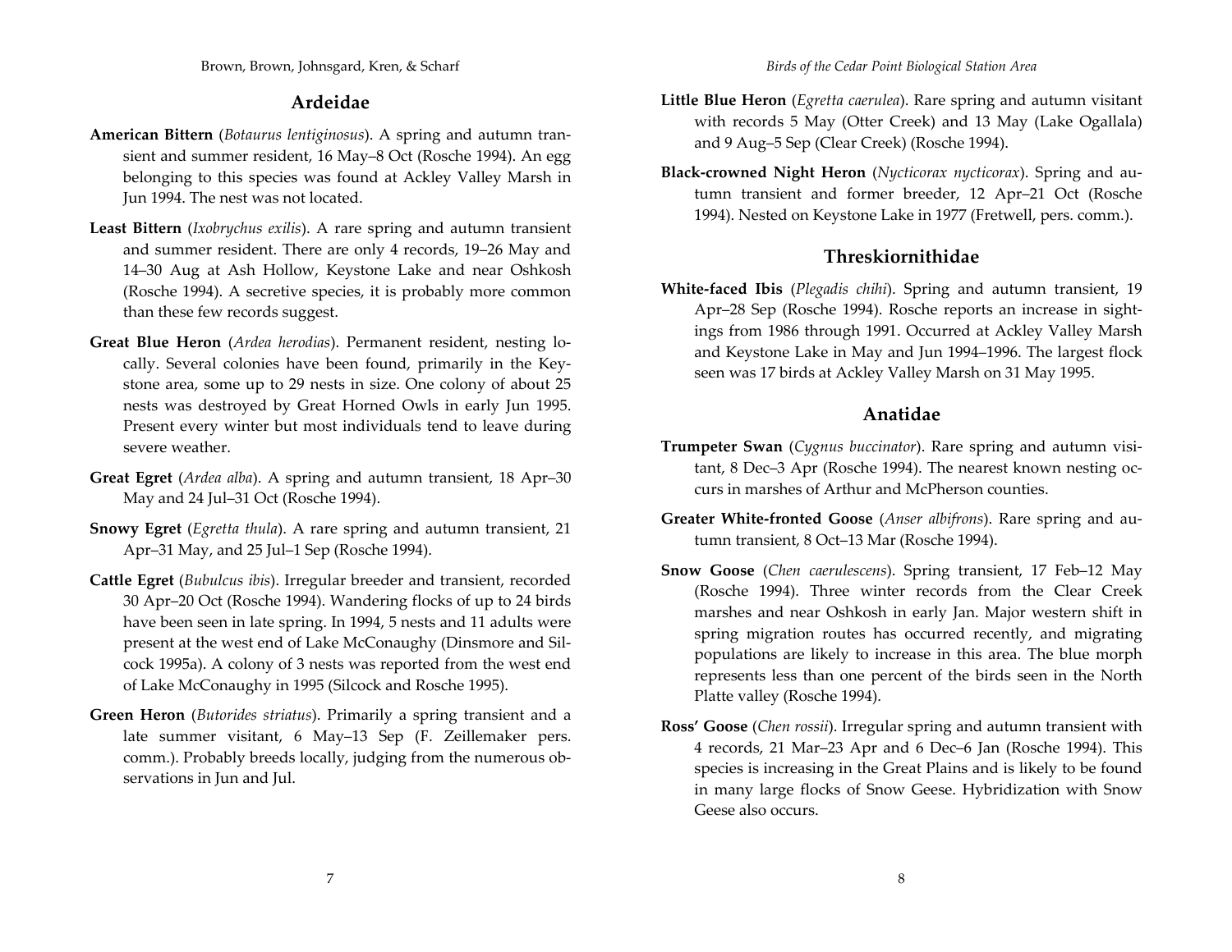## Ardeidae

**American Bittern** (*Botaurus lentiginosus*). A spring and autumn transient and summer resident, 16 May–8 Oct (Rosche 1994). An egg belonging to this species was found at Ackley Valley Marsh in Jun 1994. The nest was not located.

**Least Bittern** (*Ixobrychus exilis*). A rare spring and autumn transient and summer resident. There are only 4 records, 19–26 May and 14–30 Aug at Ash Hollow, Keystone Lake and near Oshkosh (Rosche 1994). A secretive species, it is probably more common than these few records suggest.

**Great Blue Heron** (*Ardea herodias*). Permanent resident, nesting locally. Several colonies have been found, primarily in the Keystone area, some up to 29 nests in size. One colony of about 25 nests was destroyed by Great Horned Owls in early Jun 1995. Present every winter but most individuals tend to leave during severe weather.

**Great Egret** (*Ardea alba*). A spring and autumn transient, 18 Apr–30 May and 24 Jul–31 Oct (Rosche 1994).

**Snowy Egret** (*Egretta thula*). A rare spring and autumn transient, 21 Apr–31 May, and 25 Jul–1 Sep (Rosche 1994).

**Cattle Egret** (*Bubulcus ibis*). Irregular breeder and transient, recorded 30 Apr–20 Oct (Rosche 1994). Wandering flocks of up to 24 birds have been seen in late spring. In 1994, 5 nests and 11 adults were present at the west end of Lake McConaughy (Dinsmore and Silcock 1995a). A colony of 3 nests was reported from the west end of Lake McConaughy in 1995 (Silcock and Rosche 1995).

**Green Heron** (*Butorides striatus*). Primarily a spring transient and a late summer visitant, 6 May–13 Sep (F. Zeillemaker pers. comm.). Probably breeds locally, judging from the numerous observations in Jun and Jul.

**Little Blue Heron** (*Egretta caerulea*). Rare spring and autumn visitant with records 5 May (Otter Creek) and 13 May (Lake Ogallala) and 9 Aug–5 Sep (Clear Creek) (Rosche 1994).

**Black-crowned Night Heron** (*Nycticorax nycticorax*). Spring and autumn transient and former breeder, 12 Apr–21 Oct (Rosche 1994). Nested on Keystone Lake in 1977 (Fretwell, pers. comm.).

## Threskiornithidae

**White-faced Ibis** (*Plegadis chihi*). Spring and autumn transient, 19 Apr–28 Sep (Rosche 1994). Rosche reports an increase in sightings from 1986 through 1991. Occurred at Ackley Valley Marsh and Keystone Lake in May and Jun 1994–1996. The largest flock seen was 17 birds at Ackley Valley Marsh on 31 May 1995.

## Anatidae

**Trumpeter Swan** (*Cygnus buccinator*). Rare spring and autumn visitant, 8 Dec–3 Apr (Rosche 1994). The nearest known nesting occurs in marshes of Arthur and McPherson counties.

**Greater White-fronted Goose** (*Anser albifrons*). Rare spring and autumn transient, 8 Oct–13 Mar (Rosche 1994).

**Snow Goose** (*Chen caerulescens*). Spring transient, 17 Feb–12 May (Rosche 1994). Three winter records from the Clear Creek marshes and near Oshkosh in early Jan. Major western shift in spring migration routes has occurred recently, and migrating populations are likely to increase in this area. The blue morph represents less than one percent of the birds seen in the North Platte valley (Rosche 1994).

**Ross' Goose** (*Chen rossii*). Irregular spring and autumn transient with 4 records, 21 Mar–23 Apr and 6 Dec–6 Jan (Rosche 1994). This species is increasing in the Great Plains and is likely to be found in many large flocks of Snow Geese. Hybridization with Snow Geese also occurs.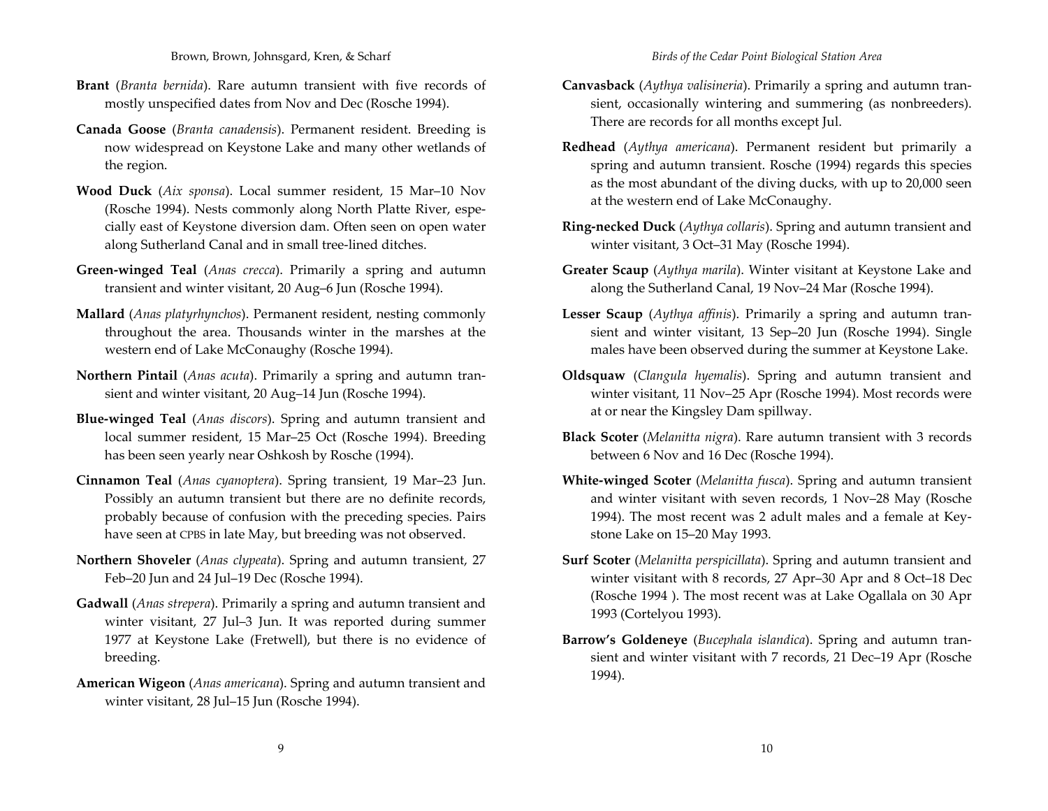**Brant** (*Branta bernida*). Rare autumn transient with five records of mostly unspecified dates from Nov and Dec (Rosche 1994).

**Canada Goose** (*Branta canadensis*). Permanent resident. Breeding is now widespread on Keystone Lake and many other wetlands of the region.

**Wood Duck** (*Aix sponsa*). Local summer resident, 15 Mar–10 Nov (Rosche 1994). Nests commonly along North Platte River, especially east of Keystone diversion dam. Often seen on open water along Sutherland Canal and in small tree-lined ditches.

**Green-winged Teal** (*Anas crecca*). Primarily a spring and autumn transient and winter visitant, 20 Aug–6 Jun (Rosche 1994).

**Mallard** (*Anas platyrhynchos*). Permanent resident, nesting commonly throughout the area. Thousands winter in the marshes at the western end of Lake McConaughy (Rosche 1994).

**Northern Pintail** (*Anas acuta*). Primarily a spring and autumn transient and winter visitant, 20 Aug–14 Jun (Rosche 1994).

**Blue-winged Teal** (*Anas discors*). Spring and autumn transient and local summer resident, 15 Mar–25 Oct (Rosche 1994). Breeding has been seen yearly near Oshkosh by Rosche (1994).

**Cinnamon Teal** (*Anas cyanoptera*). Spring transient, 19 Mar–23 Jun. Possibly an autumn transient but there are no definite records, probably because of confusion with the preceding species. Pairs have seen at CPBS in late May, but breeding was not observed.

**Northern Shoveler** (*Anas clypeata*). Spring and autumn transient, 27 Feb–20 Jun and 24 Jul–19 Dec (Rosche 1994).

**Gadwall** (*Anas strepera*). Primarily a spring and autumn transient and winter visitant, 27 Jul–3 Jun. It was reported during summer 1977 at Keystone Lake (Fretwell), but there is no evidence of breeding.

**American Wigeon** (*Anas americana*). Spring and autumn transient and winter visitant, 28 Jul–15 Jun (Rosche 1994).

**Canvasback** (*Aythya valisineria*). Primarily a spring and autumn transient, occasionally wintering and summering (as nonbreeders). There are records for all months except Jul.

**Redhead** (*Aythya americana*). Permanent resident but primarily a spring and autumn transient. Rosche (1994) regards this species as the most abundant of the diving ducks, with up to 20,000 seen at the western end of Lake McConaughy.

**Ring-necked Duck** (*Aythya collaris*). Spring and autumn transient and winter visitant, 3 Oct–31 May (Rosche 1994).

**Greater Scaup** (*Aythya marila*). Winter visitant at Keystone Lake and along the Sutherland Canal, 19 Nov–24 Mar (Rosche 1994).

**Lesser Scaup** (*Aythya affinis*). Primarily a spring and autumn transient and winter visitant, 13 Sep–20 Jun (Rosche 1994). Single males have been observed during the summer at Keystone Lake.

**Oldsquaw** (*Clangula hyemalis*). Spring and autumn transient and winter visitant, 11 Nov–25 Apr (Rosche 1994). Most records were at or near the Kingsley Dam spillway.

**Black Scoter** (*Melanitta nigra*). Rare autumn transient with 3 records between 6 Nov and 16 Dec (Rosche 1994).

**White-winged Scoter** (*Melanitta fusca*). Spring and autumn transient and winter visitant with seven records, 1 Nov–28 May (Rosche 1994). The most recent was 2 adult males and a female at Keystone Lake on 15–20 May 1993.

**Surf Scoter** (*Melanitta perspicillata*). Spring and autumn transient and winter visitant with 8 records, 27 Apr–30 Apr and 8 Oct–18 Dec (Rosche 1994 ). The most recent was at Lake Ogallala on 30 Apr 1993 (Cortelyou 1993).

**Barrow's Goldeneye** (*Bucephala islandica*). Spring and autumn transient and winter visitant with 7 records, 21 Dec–19 Apr (Rosche 1994).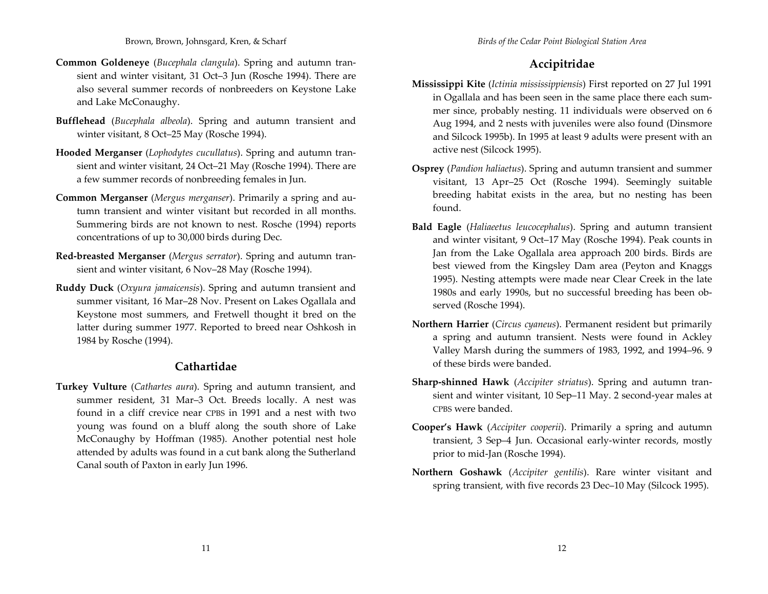**Common Goldeneye** (*Bucephala clangula*). Spring and autumn transient and winter visitant, 31 Oct–3 Jun (Rosche 1994). There are also several summer records of nonbreeders on Keystone Lake and Lake McConaughy.

**Bufflehead** (*Bucephala albeola*). Spring and autumn transient and winter visitant, 8 Oct–25 May (Rosche 1994).

**Hooded Merganser** (*Lophodytes cucullatus*). Spring and autumn transient and winter visitant, 24 Oct–21 May (Rosche 1994). There are a few summer records of nonbreeding females in Jun.

**Common Merganser** (*Mergus merganser*). Primarily a spring and autumn transient and winter visitant but recorded in all months. Summering birds are not known to nest. Rosche (1994) reports concentrations of up to 30,000 birds during Dec.

**Red-breasted Merganser** (*Mergus serrator*). Spring and autumn transient and winter visitant, 6 Nov–28 May (Rosche 1994).

**Ruddy Duck** (*Oxyura jamaicensis*). Spring and autumn transient and summer visitant, 16 Mar–28 Nov. Present on Lakes Ogallala and Keystone most summers, and Fretwell thought it bred on the latter during summer 1977. Reported to breed near Oshkosh in 1984 by Rosche (1994).

## Cathartidae

**Turkey Vulture** (*Cathartes aura*). Spring and autumn transient, and summer resident, 31 Mar–3 Oct. Breeds locally. A nest was found in a cliff crevice near CPBS in 1991 and a nest with two young was found on a bluff along the south shore of Lake McConaughy by Hoffman (1985). Another potential nest hole attended by adults was found in a cut bank along the Sutherland Canal south of Paxton in early Jun 1996.

## Accipitridae

**Mississippi Kite** (*Ictinia mississippiensis*) First reported on 27 Jul 1991 in Ogallala and has been seen in the same place there each summer since, probably nesting. 11 individuals were observed on 6 Aug 1994, and 2 nests with juveniles were also found (Dinsmore and Silcock 1995b). In 1995 at least 9 adults were present with an active nest (Silcock 1995).

**Osprey** (*Pandion haliaetus*). Spring and autumn transient and summer visitant, 13 Apr–25 Oct (Rosche 1994). Seemingly suitable breeding habitat exists in the area, but no nesting has been found.

**Bald Eagle** (*Haliaeetus leucocephalus*). Spring and autumn transient and winter visitant, 9 Oct–17 May (Rosche 1994). Peak counts in Jan from the Lake Ogallala area approach 200 birds. Birds are best viewed from the Kingsley Dam area (Peyton and Knaggs 1995). Nesting attempts were made near Clear Creek in the late 1980s and early 1990s, but no successful breeding has been observed (Rosche 1994).

**Northern Harrier** (*Circus cyaneus*). Permanent resident but primarily a spring and autumn transient. Nests were found in Ackley Valley Marsh during the summers of 1983, 1992, and 1994–96. 9 of these birds were banded.

**Sharp-shinned Hawk** (*Accipiter striatus*). Spring and autumn transient and winter visitant, 10 Sep–11 May. 2 second-year males at CPBS were banded.

**Cooper's Hawk** (*Accipiter cooperii*). Primarily a spring and autumn transient, 3 Sep–4 Jun. Occasional early-winter records, mostly prior to mid-Jan (Rosche 1994).

**Northern Goshawk** (*Accipiter gentilis*). Rare winter visitant and spring transient, with five records 23 Dec–10 May (Silcock 1995).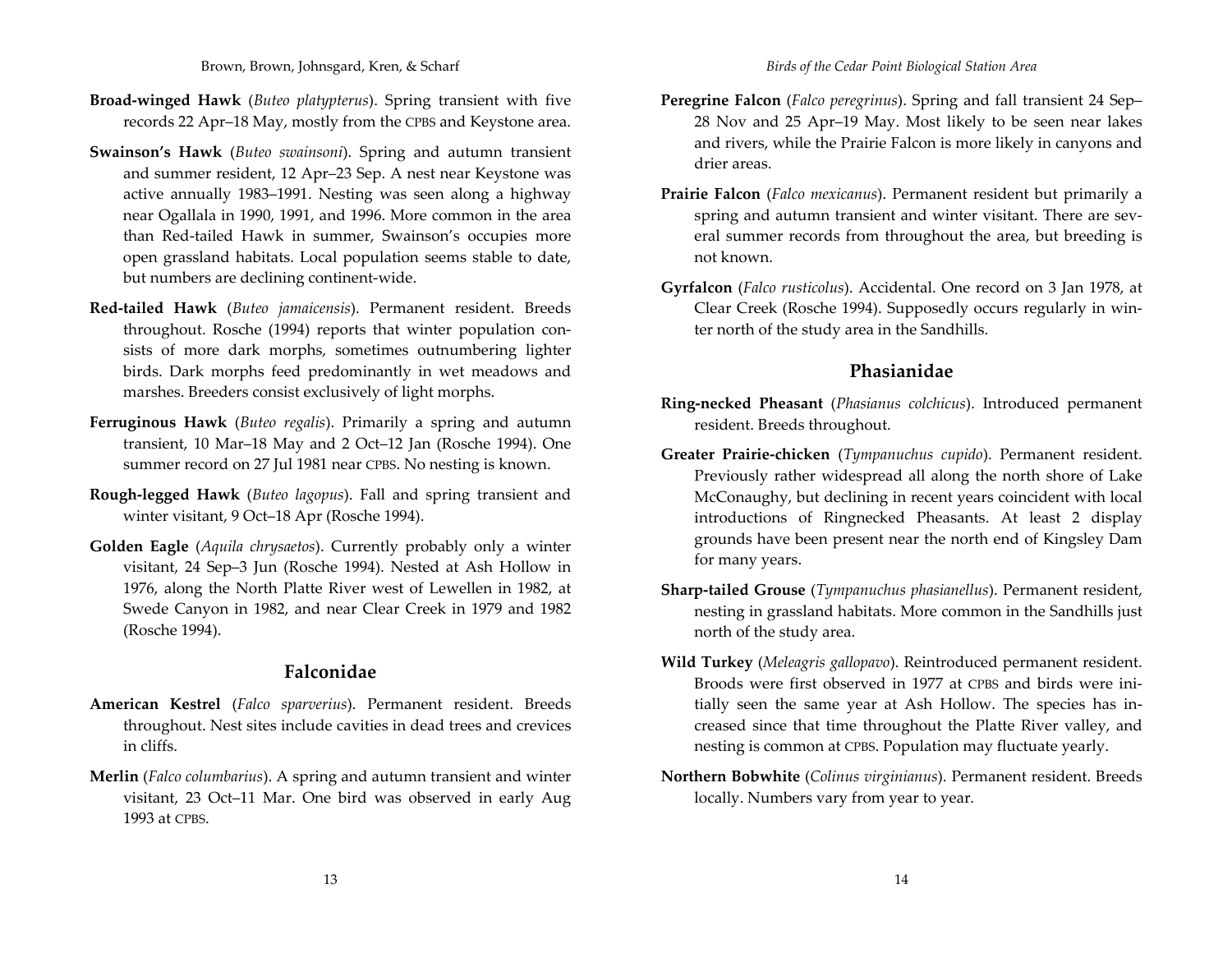**Broad-winged Hawk** (*Buteo platypterus*). Spring transient with five records 22 Apr–18 May, mostly from the CPBS and Keystone area.

**Swainson's Hawk** (*Buteo swainsoni*). Spring and autumn transient and summer resident, 12 Apr–23 Sep. A nest near Keystone was active annually 1983–1991. Nesting was seen along a highway near Ogallala in 1990, 1991, and 1996. More common in the area than Red-tailed Hawk in summer, Swainson's occupies more open grassland habitats. Local population seems stable to date, but numbers are declining continent-wide.

**Red-tailed Hawk** (*Buteo jamaicensis*). Permanent resident. Breeds throughout. Rosche (1994) reports that winter population consists of more dark morphs, sometimes outnumbering lighter birds. Dark morphs feed predominantly in wet meadows and marshes. Breeders consist exclusively of light morphs.

**Ferruginous Hawk** (*Buteo regalis*). Primarily a spring and autumn transient, 10 Mar–18 May and 2 Oct–12 Jan (Rosche 1994). One summer record on 27 Jul 1981 near CPBS. No nesting is known.

**Rough-legged Hawk** (*Buteo lagopus*). Fall and spring transient and winter visitant, 9 Oct–18 Apr (Rosche 1994).

**Golden Eagle** (*Aquila chrysaetos*). Currently probably only a winter visitant, 24 Sep–3 Jun (Rosche 1994). Nested at Ash Hollow in 1976, along the North Platte River west of Lewellen in 1982, at Swede Canyon in 1982, and near Clear Creek in 1979 and 1982 (Rosche 1994).

## Falconidae

**American Kestrel** (*Falco sparverius*). Permanent resident. Breeds throughout. Nest sites include cavities in dead trees and crevices in cliffs.

**Merlin** (*Falco columbarius*). A spring and autumn transient and winter visitant, 23 Oct–11 Mar. One bird was observed in early Aug 1993 at CPBS.

**Peregrine Falcon** (*Falco peregrinus*). Spring and fall transient 24 Sep–28 Nov and 25 Apr–19 May. Most likely to be seen near lakes and rivers, while the Prairie Falcon is more likely in canyons and drier areas.

**Prairie Falcon** (*Falco mexicanus*). Permanent resident but primarily a spring and autumn transient and winter visitant. There are several summer records from throughout the area, but breeding is not known.

**Gyrfalcon** (*Falco rusticolus*). Accidental. One record on 3 Jan 1978, at Clear Creek (Rosche 1994). Supposedly occurs regularly in winter north of the study area in the Sandhills.

## Phasianidae

**Ring-necked Pheasant** (*Phasianus colchicus*). Introduced permanent resident. Breeds throughout.

**Greater Prairie-chicken** (*Tympanuchus cupido*). Permanent resident. Previously rather widespread all along the north shore of Lake McConaughy, but declining in recent years coincident with local introductions of Ringnecked Pheasants. At least 2 display grounds have been present near the north end of Kingsley Dam for many years.

**Sharp-tailed Grouse** (*Tympanuchus phasianellus*). Permanent resident, nesting in grassland habitats. More common in the Sandhills just north of the study area.

**Wild Turkey** (*Meleagris gallopavo*). Reintroduced permanent resident. Broods were first observed in 1977 at CPBS and birds were initially seen the same year at Ash Hollow. The species has increased since that time throughout the Platte River valley, and nesting is common at CPBS. Population may fluctuate yearly.

**Northern Bobwhite** (*Colinus virginianus*). Permanent resident. Breeds locally. Numbers vary from year to year.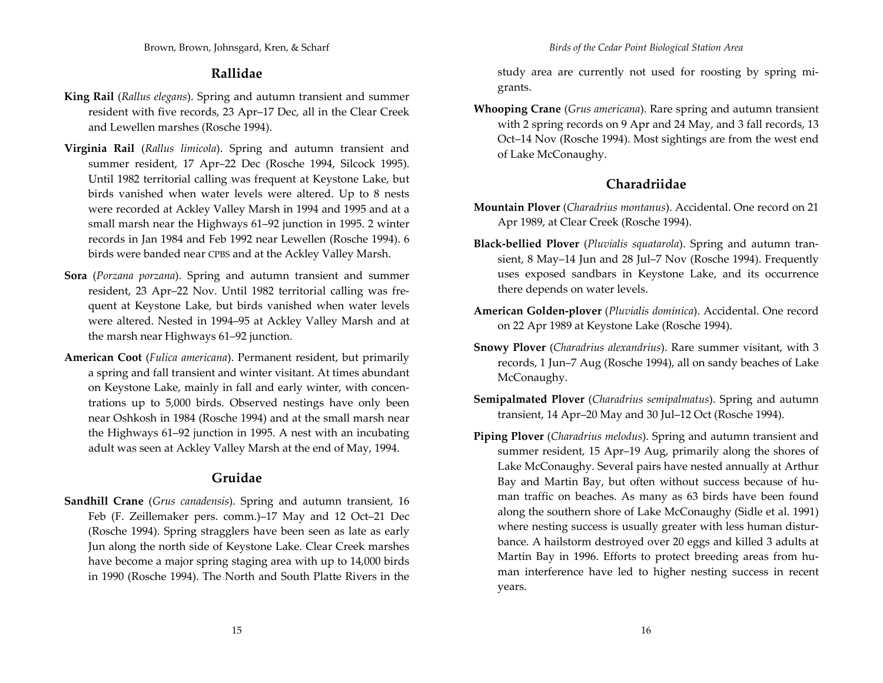## Rallidae

**King Rail** (*Rallus elegans*). Spring and autumn transient and summer resident with five records, 23 Apr–17 Dec, all in the Clear Creek and Lewellen marshes (Rosche 1994).

**Virginia Rail** (*Rallus limicola*). Spring and autumn transient and summer resident, 17 Apr–22 Dec (Rosche 1994, Silcock 1995). Until 1982 territorial calling was frequent at Keystone Lake, but birds vanished when water levels were altered. Up to 8 nests were recorded at Ackley Valley Marsh in 1994 and 1995 and at a small marsh near the Highways 61–92 junction in 1995. 2 winter records in Jan 1984 and Feb 1992 near Lewellen (Rosche 1994). 6 birds were banded near CPBS and at the Ackley Valley Marsh.

**Sora** (*Porzana porzana*). Spring and autumn transient and summer resident, 23 Apr–22 Nov. Until 1982 territorial calling was frequent at Keystone Lake, but birds vanished when water levels were altered. Nested in 1994–95 at Ackley Valley Marsh and at the marsh near Highways 61–92 junction.

**American Coot** (*Fulica americana*). Permanent resident, but primarily a spring and fall transient and winter visitant. At times abundant on Keystone Lake, mainly in fall and early winter, with concentrations up to 5,000 birds. Observed nestings have only been near Oshkosh in 1984 (Rosche 1994) and at the small marsh near the Highways 61–92 junction in 1995. A nest with an incubating adult was seen at Ackley Valley Marsh at the end of May, 1994.

## Gruidae

**Sandhill Crane** (*Grus canadensis*). Spring and autumn transient, 16 Feb (F. Zeillemaker pers. comm.)–17 May and 12 Oct–21 Dec (Rosche 1994). Spring stragglers have been seen as late as early Jun along the north side of Keystone Lake. Clear Creek marshes have become a major spring staging area with up to 14,000 birds in 1990 (Rosche 1994). The North and South Platte Rivers in the study area are currently not used for roosting by spring migrants.

**Whooping Crane** (*Grus americana*). Rare spring and autumn transient with 2 spring records on 9 Apr and 24 May, and 3 fall records, 13 Oct–14 Nov (Rosche 1994). Most sightings are from the west end of Lake McConaughy.

## Charadriidae

**Mountain Plover** (*Charadrius montanus*). Accidental. One record on 21 Apr 1989, at Clear Creek (Rosche 1994).

**Black-bellied Plover** (*Pluvialis squatarola*). Spring and autumn transient, 8 May–14 Jun and 28 Jul–7 Nov (Rosche 1994). Frequently uses exposed sandbars in Keystone Lake, and its occurrence there depends on water levels.

**American Golden-plover** (*Pluvialis dominica*). Accidental. One record on 22 Apr 1989 at Keystone Lake (Rosche 1994).

**Snowy Plover** (*Charadrius alexandrius*). Rare summer visitant, with 3 records, 1 Jun–7 Aug (Rosche 1994), all on sandy beaches of Lake McConaughy.

**Semipalmated Plover** (*Charadrius semipalmatus*). Spring and autumn transient, 14 Apr–20 May and 30 Jul–12 Oct (Rosche 1994).

**Piping Plover** (*Charadrius melodus*). Spring and autumn transient and summer resident, 15 Apr–19 Aug, primarily along the shores of Lake McConaughy. Several pairs have nested annually at Arthur Bay and Martin Bay, but often without success because of human traffic on beaches. As many as 63 birds have been found along the southern shore of Lake McConaughy (Sidle et al. 1991) where nesting success is usually greater with less human disturbance. A hailstorm destroyed over 20 eggs and killed 3 adults at Martin Bay in 1996. Efforts to protect breeding areas from human interference have led to higher nesting success in recent years.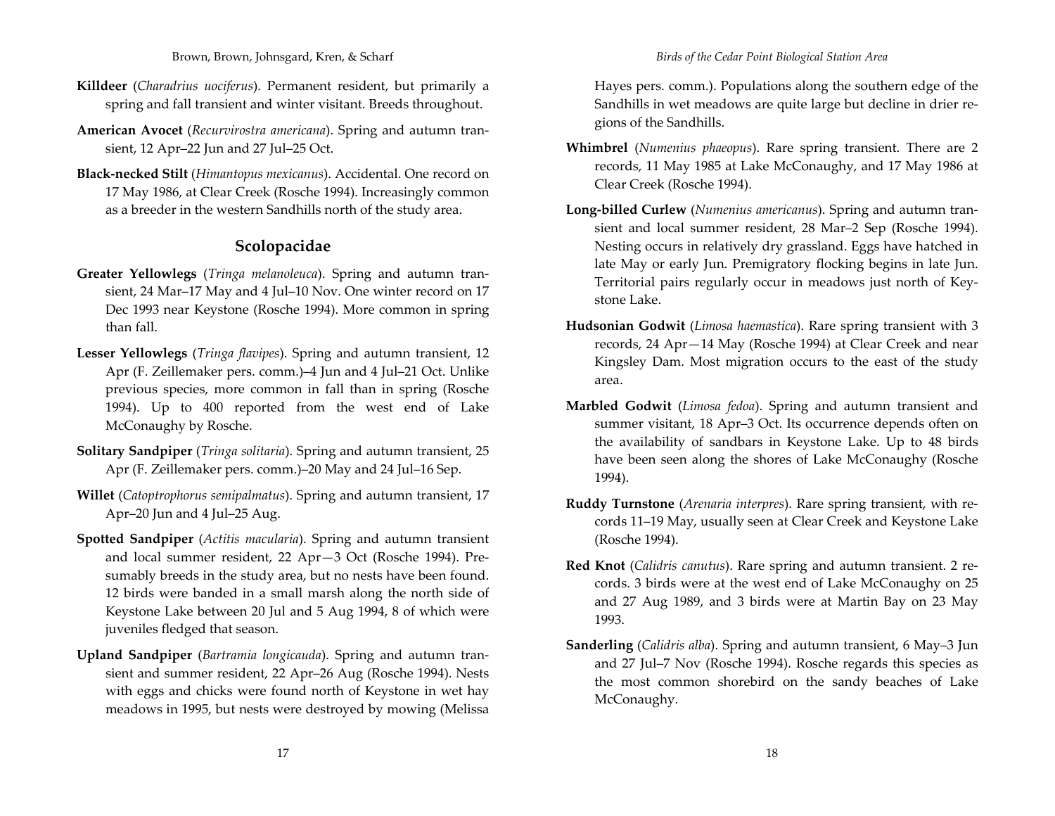**Killdeer** (*Charadrius uociferus*). Permanent resident, but primarily a spring and fall transient and winter visitant. Breeds throughout.

**American Avocet** (*Recurvirostra americana*). Spring and autumn transient, 12 Apr–22 Jun and 27 Jul–25 Oct.

**Black-necked Stilt** (*Himantopus mexicanus*). Accidental. One record on 17 May 1986, at Clear Creek (Rosche 1994). Increasingly common as a breeder in the western Sandhills north of the study area.

## Scolopacidae

**Greater Yellowlegs** (*Tringa melanoleuca*). Spring and autumn transient, 24 Mar–17 May and 4 Jul–10 Nov. One winter record on 17 Dec 1993 near Keystone (Rosche 1994). More common in spring than fall.

**Lesser Yellowlegs** (*Tringa flavipes*). Spring and autumn transient, 12 Apr (F. Zeillemaker pers. comm.)–4 Jun and 4 Jul–21 Oct. Unlike previous species, more common in fall than in spring (Rosche 1994). Up to 400 reported from the west end of Lake McConaughy by Rosche.

**Solitary Sandpiper** (*Tringa solitaria*). Spring and autumn transient, 25 Apr (F. Zeillemaker pers. comm.)–20 May and 24 Jul–16 Sep.

**Willet** (*Catoptrophorus semipalmatus*). Spring and autumn transient, 17 Apr–20 Jun and 4 Jul–25 Aug.

**Spotted Sandpiper** (*Actitis macularia*). Spring and autumn transient and local summer resident, 22 Apr—3 Oct (Rosche 1994). Presumably breeds in the study area, but no nests have been found. 12 birds were banded in a small marsh along the north side of Keystone Lake between 20 Jul and 5 Aug 1994, 8 of which were juveniles fledged that season.

**Upland Sandpiper** (*Bartramia longicauda*). Spring and autumn transient and summer resident, 22 Apr–26 Aug (Rosche 1994). Nests with eggs and chicks were found north of Keystone in wet hay meadows in 1995, but nests were destroyed by mowing (Melissa Hayes pers. comm.). Populations along the southern edge of the Sandhills in wet meadows are quite large but decline in drier regions of the Sandhills.

**Whimbrel** (*Numenius phaeopus*). Rare spring transient. There are 2 records, 11 May 1985 at Lake McConaughy, and 17 May 1986 at Clear Creek (Rosche 1994).

**Long-billed Curlew** (*Numenius americanus*). Spring and autumn transient and local summer resident, 28 Mar–2 Sep (Rosche 1994). Nesting occurs in relatively dry grassland. Eggs have hatched in late May or early Jun. Premigratory flocking begins in late Jun. Territorial pairs regularly occur in meadows just north of Keystone Lake.

**Hudsonian Godwit** (*Limosa haemastica*). Rare spring transient with 3 records, 24 Apr—14 May (Rosche 1994) at Clear Creek and near Kingsley Dam. Most migration occurs to the east of the study area.

**Marbled Godwit** (*Limosa fedoa*). Spring and autumn transient and summer visitant, 18 Apr–3 Oct. Its occurrence depends often on the availability of sandbars in Keystone Lake. Up to 48 birds have been seen along the shores of Lake McConaughy (Rosche 1994).

**Ruddy Turnstone** (*Arenaria interpres*). Rare spring transient, with records 11–19 May, usually seen at Clear Creek and Keystone Lake (Rosche 1994).

**Red Knot** (*Calidris canutus*). Rare spring and autumn transient. 2 records. 3 birds were at the west end of Lake McConaughy on 25 and 27 Aug 1989, and 3 birds were at Martin Bay on 23 May 1993.

**Sanderling** (*Calidris alba*). Spring and autumn transient, 6 May–3 Jun and 27 Jul–7 Nov (Rosche 1994). Rosche regards this species as the most common shorebird on the sandy beaches of Lake McConaughy.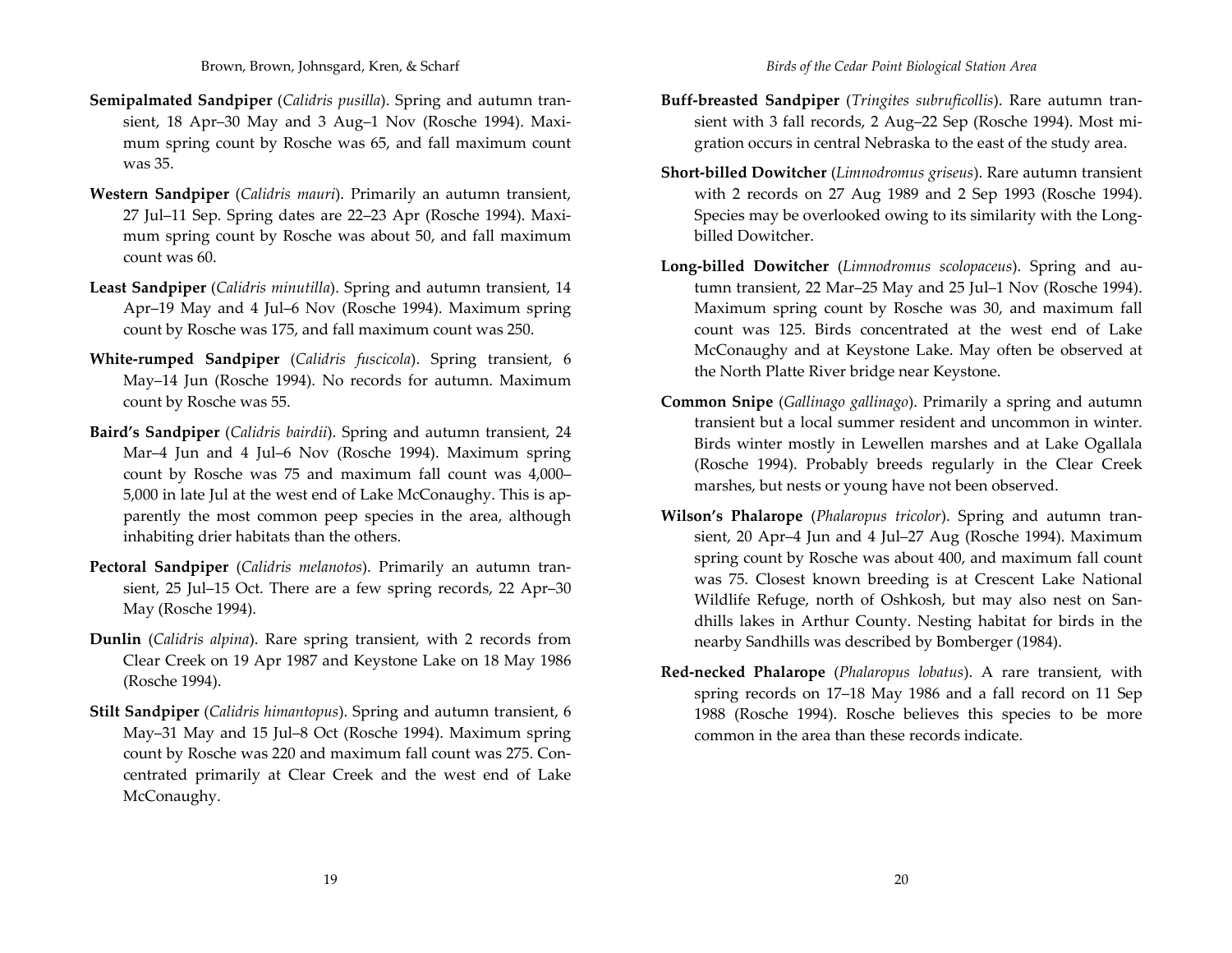**Semipalmated Sandpiper** (*Calidris pusilla*). Spring and autumn transient, 18 Apr–30 May and 3 Aug–1 Nov (Rosche 1994). Maximum spring count by Rosche was 65, and fall maximum count was 35.

**Western Sandpiper** (*Calidris mauri*). Primarily an autumn transient, 27 Jul–11 Sep. Spring dates are 22–23 Apr (Rosche 1994). Maximum spring count by Rosche was about 50, and fall maximum count was 60.

**Least Sandpiper** (*Calidris minutilla*). Spring and autumn transient, 14 Apr–19 May and 4 Jul–6 Nov (Rosche 1994). Maximum spring count by Rosche was 175, and fall maximum count was 250.

**White-rumped Sandpiper** (*Calidris fuscicola*). Spring transient, 6 May–14 Jun (Rosche 1994). No records for autumn. Maximum count by Rosche was 55.

**Baird's Sandpiper** (*Calidris bairdii*). Spring and autumn transient, 24 Mar–4 Jun and 4 Jul–6 Nov (Rosche 1994). Maximum spring count by Rosche was 75 and maximum fall count was 4,000–5,000 in late Jul at the west end of Lake McConaughy. This is apparently the most common peep species in the area, although inhabiting drier habitats than the others.

**Pectoral Sandpiper** (*Calidris melanotos*). Primarily an autumn transient, 25 Jul–15 Oct. There are a few spring records, 22 Apr–30 May (Rosche 1994).

**Dunlin** (*Calidris alpina*). Rare spring transient, with 2 records from Clear Creek on 19 Apr 1987 and Keystone Lake on 18 May 1986 (Rosche 1994).

**Stilt Sandpiper** (*Calidris himantopus*). Spring and autumn transient, 6 May–31 May and 15 Jul–8 Oct (Rosche 1994). Maximum spring count by Rosche was 220 and maximum fall count was 275. Concentrated primarily at Clear Creek and the west end of Lake McConaughy.

**Buff-breasted Sandpiper** (*Tringites subruficollis*). Rare autumn transient with 3 fall records, 2 Aug–22 Sep (Rosche 1994). Most migration occurs in central Nebraska to the east of the study area.

**Short-billed Dowitcher** (*Limnodromus griseus*). Rare autumn transient with 2 records on 27 Aug 1989 and 2 Sep 1993 (Rosche 1994). Species may be overlooked owing to its similarity with the Long-billed Dowitcher.

**Long-billed Dowitcher** (*Limnodromus scolopaceus*). Spring and autumn transient, 22 Mar–25 May and 25 Jul–1 Nov (Rosche 1994). Maximum spring count by Rosche was 30, and maximum fall count was 125. Birds concentrated at the west end of Lake McConaughy and at Keystone Lake. May often be observed at the North Platte River bridge near Keystone.

**Common Snipe** (*Gallinago gallinago*). Primarily a spring and autumn transient but a local summer resident and uncommon in winter. Birds winter mostly in Lewellen marshes and at Lake Ogallala (Rosche 1994). Probably breeds regularly in the Clear Creek marshes, but nests or young have not been observed.

**Wilson's Phalarope** (*Phalaropus tricolor*). Spring and autumn transient, 20 Apr–4 Jun and 4 Jul–27 Aug (Rosche 1994). Maximum spring count by Rosche was about 400, and maximum fall count was 75. Closest known breeding is at Crescent Lake National Wildlife Refuge, north of Oshkosh, but may also nest on Sandhills lakes in Arthur County. Nesting habitat for birds in the nearby Sandhills was described by Bomberger (1984).

**Red-necked Phalarope** (*Phalaropus lobatus*). A rare transient, with spring records on 17–18 May 1986 and a fall record on 11 Sep 1988 (Rosche 1994). Rosche believes this species to be more common in the area than these records indicate.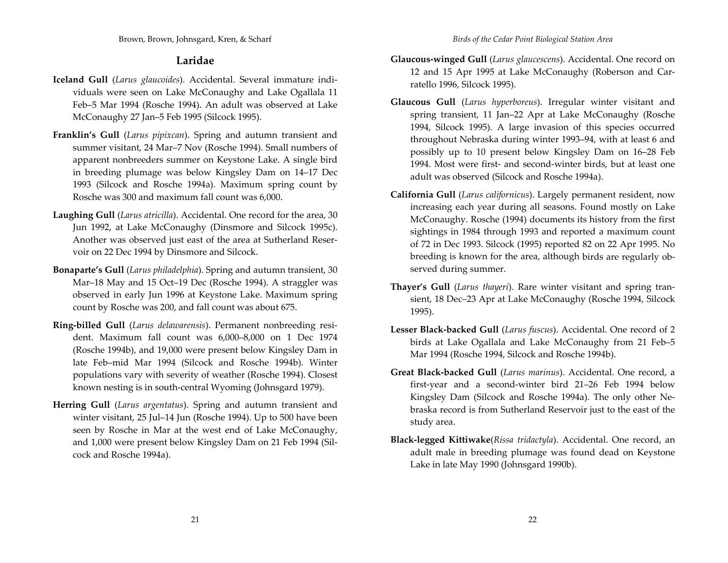## Laridae

**Iceland Gull** (*Larus glaucoides*). Accidental. Several immature individuals were seen on Lake McConaughy and Lake Ogallala 11 Feb–5 Mar 1994 (Rosche 1994). An adult was observed at Lake McConaughy 27 Jan–5 Feb 1995 (Silcock 1995).

**Franklin's Gull** (*Larus pipixcan*). Spring and autumn transient and summer visitant, 24 Mar–7 Nov (Rosche 1994). Small numbers of apparent nonbreeders summer on Keystone Lake. A single bird in breeding plumage was below Kingsley Dam on 14–17 Dec 1993 (Silcock and Rosche 1994a). Maximum spring count by Rosche was 300 and maximum fall count was 6,000.

**Laughing Gull** (*Larus atricilla*). Accidental. One record for the area, 30 Jun 1992, at Lake McConaughy (Dinsmore and Silcock 1995c). Another was observed just east of the area at Sutherland Reservoir on 22 Dec 1994 by Dinsmore and Silcock.

**Bonaparte's Gull** (*Larus philadelphia*). Spring and autumn transient, 30 Mar–18 May and 15 Oct–19 Dec (Rosche 1994). A straggler was observed in early Jun 1996 at Keystone Lake. Maximum spring count by Rosche was 200, and fall count was about 675.

**Ring-billed Gull** (*Larus delawarensis*). Permanent nonbreeding resident. Maximum fall count was 6,000–8,000 on 1 Dec 1974 (Rosche 1994b), and 19,000 were present below Kingsley Dam in late Feb–mid Mar 1994 (Silcock and Rosche 1994b). Winter populations vary with severity of weather (Rosche 1994). Closest known nesting is in south-central Wyoming (Johnsgard 1979).

**Herring Gull** (*Larus argentatus*). Spring and autumn transient and winter visitant, 25 Jul–14 Jun (Rosche 1994). Up to 500 have been seen by Rosche in Mar at the west end of Lake McConaughy, and 1,000 were present below Kingsley Dam on 21 Feb 1994 (Silcock and Rosche 1994a).

**Glaucous-winged Gull** (*Larus glaucescens*). Accidental. One record on 12 and 15 Apr 1995 at Lake McConaughy (Roberson and Carratello 1996, Silcock 1995).

**Glaucous Gull** (*Larus hyperboreus*). Irregular winter visitant and spring transient, 11 Jan–22 Apr at Lake McConaughy (Rosche 1994, Silcock 1995). A large invasion of this species occurred throughout Nebraska during winter 1993–94, with at least 6 and possibly up to 10 present below Kingsley Dam on 16–28 Feb 1994. Most were first- and second-winter birds, but at least one adult was observed (Silcock and Rosche 1994a).

**California Gull** (*Larus californicus*). Largely permanent resident, now increasing each year during all seasons. Found mostly on Lake McConaughy. Rosche (1994) documents its history from the first sightings in 1984 through 1993 and reported a maximum count of 72 in Dec 1993. Silcock (1995) reported 82 on 22 Apr 1995. No breeding is known for the area, although birds are regularly observed during summer.

**Thayer's Gull** (*Larus thayeri*). Rare winter visitant and spring transient, 18 Dec–23 Apr at Lake McConaughy (Rosche 1994, Silcock 1995).

**Lesser Black-backed Gull** (*Larus fuscus*). Accidental. One record of 2 birds at Lake Ogallala and Lake McConaughy from 21 Feb–5 Mar 1994 (Rosche 1994, Silcock and Rosche 1994b).

**Great Black-backed Gull** (*Larus marinus*). Accidental. One record, a first-year and a second-winter bird 21–26 Feb 1994 below Kingsley Dam (Silcock and Rosche 1994a). The only other Nebraska record is from Sutherland Reservoir just to the east of the study area.

**Black-legged Kittiwake**(*Rissa tridactyla*). Accidental. One record, an adult male in breeding plumage was found dead on Keystone Lake in late May 1990 (Johnsgard 1990b).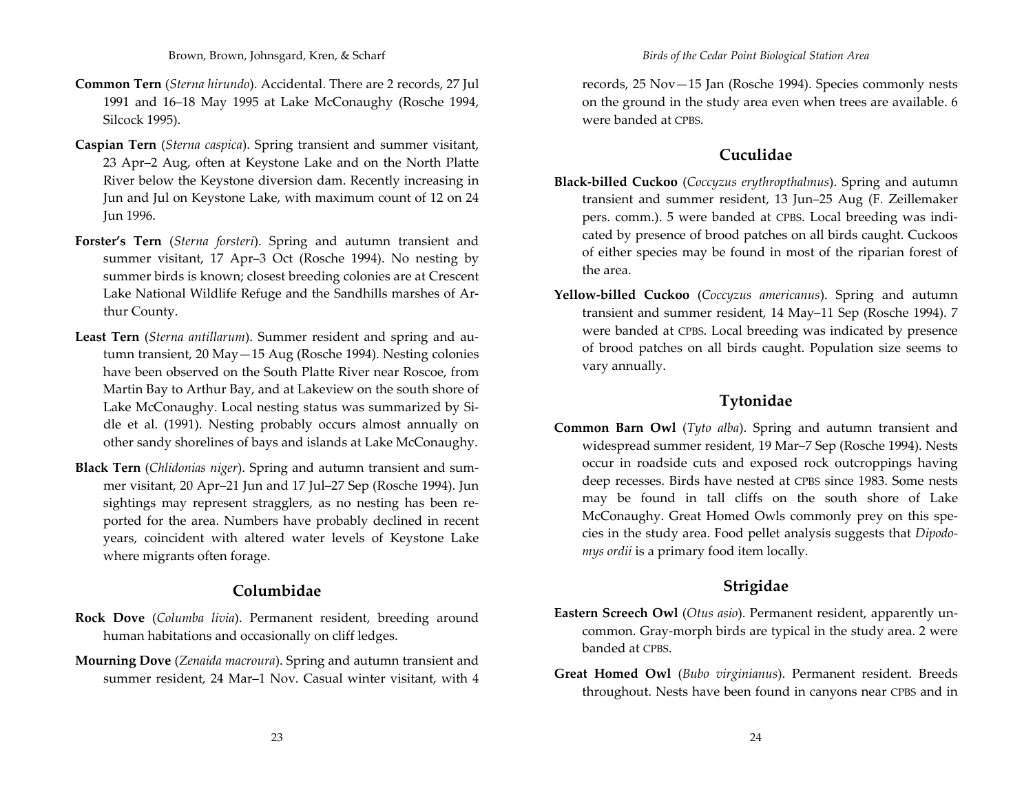**Common Tern** (*Sterna hirundo*). Accidental. There are 2 records, 27 Jul 1991 and 16–18 May 1995 at Lake McConaughy (Rosche 1994, Silcock 1995).

**Caspian Tern** (*Sterna caspica*). Spring transient and summer visitant, 23 Apr–2 Aug, often at Keystone Lake and on the North Platte River below the Keystone diversion dam. Recently increasing in Jun and Jul on Keystone Lake, with maximum count of 12 on 24 Jun 1996.

**Forster's Tern** (*Sterna forsteri*). Spring and autumn transient and summer visitant, 17 Apr–3 Oct (Rosche 1994). No nesting by summer birds is known; closest breeding colonies are at Crescent Lake National Wildlife Refuge and the Sandhills marshes of Arthur County.

**Least Tern** (*Sterna antillarum*). Summer resident and spring and autumn transient, 20 May—15 Aug (Rosche 1994). Nesting colonies have been observed on the South Platte River near Roscoe, from Martin Bay to Arthur Bay, and at Lakeview on the south shore of Lake McConaughy. Local nesting status was summarized by Sidle et al. (1991). Nesting probably occurs almost annually on other sandy shorelines of bays and islands at Lake McConaughy.

**Black Tern** (*Chlidonias niger*). Spring and autumn transient and summer visitant, 20 Apr–21 Jun and 17 Jul–27 Sep (Rosche 1994). Jun sightings may represent stragglers, as no nesting has been reported for the area. Numbers have probably declined in recent years, coincident with altered water levels of Keystone Lake where migrants often forage.

## Columbidae

**Rock Dove** (*Columba livia*). Permanent resident, breeding around human habitations and occasionally on cliff ledges.

**Mourning Dove** (*Zenaida macroura*). Spring and autumn transient and summer resident, 24 Mar–1 Nov. Casual winter visitant, with 4 records, 25 Nov—15 Jan (Rosche 1994). Species commonly nests on the ground in the study area even when trees are available. 6 were banded at CPBS.

## Cuculidae

**Black-billed Cuckoo** (*Coccyzus erythropthalmus*). Spring and autumn transient and summer resident, 13 Jun–25 Aug (F. Zeillemaker pers. comm.). 5 were banded at CPBS. Local breeding was indicated by presence of brood patches on all birds caught. Cuckoos of either species may be found in most of the riparian forest of the area.

**Yellow-billed Cuckoo** (*Coccyzus americanus*). Spring and autumn transient and summer resident, 14 May–11 Sep (Rosche 1994). 7 were banded at CPBS. Local breeding was indicated by presence of brood patches on all birds caught. Population size seems to vary annually.

## Tytonidae

**Common Barn Owl** (*Tyto alba*). Spring and autumn transient and widespread summer resident, 19 Mar–7 Sep (Rosche 1994). Nests occur in roadside cuts and exposed rock outcroppings having deep recesses. Birds have nested at CPBS since 1983. Some nests may be found in tall cliffs on the south shore of Lake McConaughy. Great Homed Owls commonly prey on this species in the study area. Food pellet analysis suggests that *Dipodomys ordii* is a primary food item locally.

## Strigidae

**Eastern Screech Owl** (*Otus asio*). Permanent resident, apparently uncommon. Gray-morph birds are typical in the study area. 2 were banded at CPBS.

**Great Homed Owl** (*Bubo virginianus*). Permanent resident. Breeds throughout. Nests have been found in canyons near CPBS and in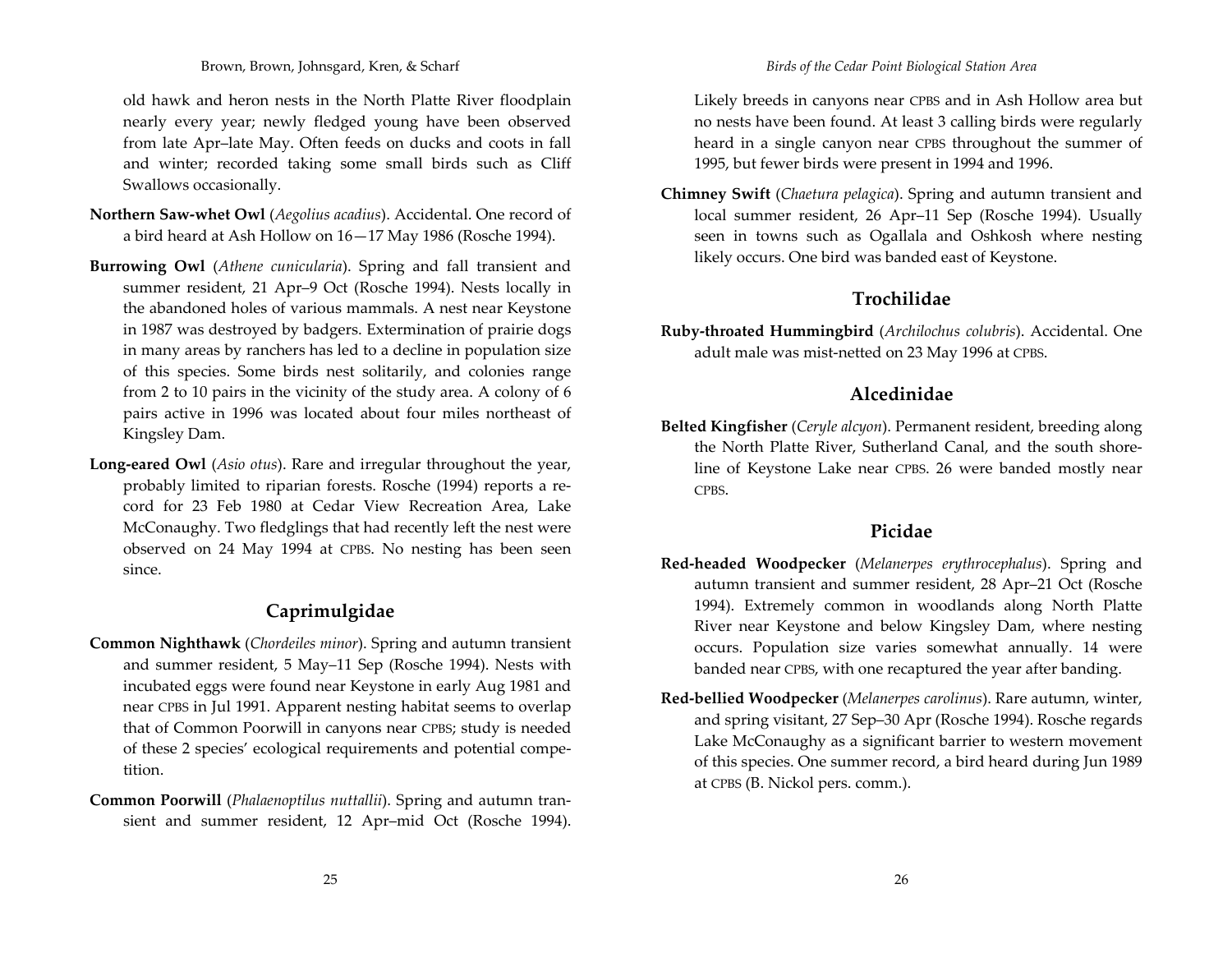old hawk and heron nests in the North Platte River floodplain nearly every year; newly fledged young have been observed from late Apr–late May. Often feeds on ducks and coots in fall and winter; recorded taking some small birds such as Cliff Swallows occasionally.

**Northern Saw-whet Owl** (*Aegolius acadius*). Accidental. One record of a bird heard at Ash Hollow on 16—17 May 1986 (Rosche 1994).

**Burrowing Owl** (*Athene cunicularia*). Spring and fall transient and summer resident, 21 Apr–9 Oct (Rosche 1994). Nests locally in the abandoned holes of various mammals. A nest near Keystone in 1987 was destroyed by badgers. Extermination of prairie dogs in many areas by ranchers has led to a decline in population size of this species. Some birds nest solitarily, and colonies range from 2 to 10 pairs in the vicinity of the study area. A colony of 6 pairs active in 1996 was located about four miles northeast of Kingsley Dam.

**Long-eared Owl** (*Asio otus*). Rare and irregular throughout the year, probably limited to riparian forests. Rosche (1994) reports a record for 23 Feb 1980 at Cedar View Recreation Area, Lake McConaughy. Two fledglings that had recently left the nest were observed on 24 May 1994 at CPBS. No nesting has been seen since.

## Caprimulgidae

**Common Nighthawk** (*Chordeiles minor*). Spring and autumn transient and summer resident, 5 May–11 Sep (Rosche 1994). Nests with incubated eggs were found near Keystone in early Aug 1981 and near CPBS in Jul 1991. Apparent nesting habitat seems to overlap that of Common Poorwill in canyons near CPBS; study is needed of these 2 species' ecological requirements and potential competition.

**Common Poorwill** (*Phalaenoptilus nuttallii*). Spring and autumn transient and summer resident, 12 Apr–mid Oct (Rosche 1994). Likely breeds in canyons near CPBS and in Ash Hollow area but no nests have been found. At least 3 calling birds were regularly heard in a single canyon near CPBS throughout the summer of 1995, but fewer birds were present in 1994 and 1996.

**Chimney Swift** (*Chaetura pelagica*). Spring and autumn transient and local summer resident, 26 Apr–11 Sep (Rosche 1994). Usually seen in towns such as Ogallala and Oshkosh where nesting likely occurs. One bird was banded east of Keystone.

## Trochilidae

**Ruby-throated Hummingbird** (*Archilochus colubris*). Accidental. One adult male was mist-netted on 23 May 1996 at CPBS.

## Alcedinidae

**Belted Kingfisher** (*Ceryle alcyon*). Permanent resident, breeding along the North Platte River, Sutherland Canal, and the south shoreline of Keystone Lake near CPBS. 26 were banded mostly near CPBS.

## Picidae

**Red-headed Woodpecker** (*Melanerpes erythrocephalus*). Spring and autumn transient and summer resident, 28 Apr–21 Oct (Rosche 1994). Extremely common in woodlands along North Platte River near Keystone and below Kingsley Dam, where nesting occurs. Population size varies somewhat annually. 14 were banded near CPBS, with one recaptured the year after banding.

**Red-bellied Woodpecker** (*Melanerpes carolinus*). Rare autumn, winter, and spring visitant, 27 Sep–30 Apr (Rosche 1994). Rosche regards Lake McConaughy as a significant barrier to western movement of this species. One summer record, a bird heard during Jun 1989 at CPBS (B. Nickol pers. comm.).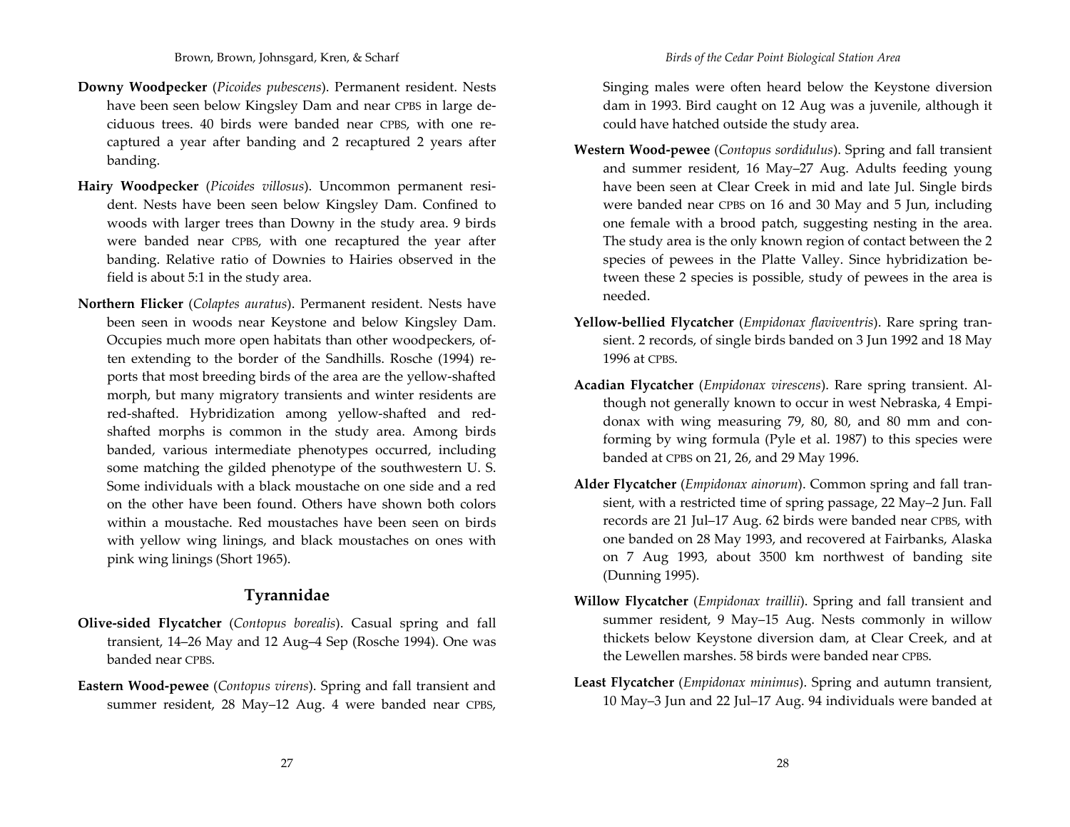**Downy Woodpecker** (*Picoides pubescens*). Permanent resident. Nests have been seen below Kingsley Dam and near CPBS in large deciduous trees. 40 birds were banded near CPBS, with one recaptured a year after banding and 2 recaptured 2 years after banding.

**Hairy Woodpecker** (*Picoides villosus*). Uncommon permanent resident. Nests have been seen below Kingsley Dam. Confined to woods with larger trees than Downy in the study area. 9 birds were banded near CPBS, with one recaptured the year after banding. Relative ratio of Downies to Hairies observed in the field is about 5:1 in the study area.

**Northern Flicker** (*Colaptes auratus*). Permanent resident. Nests have been seen in woods near Keystone and below Kingsley Dam. Occupies much more open habitats than other woodpeckers, often extending to the border of the Sandhills. Rosche (1994) reports that most breeding birds of the area are the yellow-shafted morph, but many migratory transients and winter residents are red-shafted. Hybridization among yellow-shafted and red-shafted morphs is common in the study area. Among birds banded, various intermediate phenotypes occurred, including some matching the gilded phenotype of the southwestern U. S. Some individuals with a black moustache on one side and a red on the other have been found. Others have shown both colors within a moustache. Red moustaches have been seen on birds with yellow wing linings, and black moustaches on ones with pink wing linings (Short 1965).

## Tyrannidae

**Olive-sided Flycatcher** (*Contopus borealis*). Casual spring and fall transient, 14–26 May and 12 Aug–4 Sep (Rosche 1994). One was banded near CPBS.

**Eastern Wood-pewee** (*Contopus virens*). Spring and fall transient and summer resident, 28 May–12 Aug. 4 were banded near CPBS, Singing males were often heard below the Keystone diversion dam in 1993. Bird caught on 12 Aug was a juvenile, although it could have hatched outside the study area.

**Western Wood-pewee** (*Contopus sordidulus*). Spring and fall transient and summer resident, 16 May–27 Aug. Adults feeding young have been seen at Clear Creek in mid and late Jul. Single birds were banded near CPBS on 16 and 30 May and 5 Jun, including one female with a brood patch, suggesting nesting in the area. The study area is the only known region of contact between the 2 species of pewees in the Platte Valley. Since hybridization between these 2 species is possible, study of pewees in the area is needed.

**Yellow-bellied Flycatcher** (*Empidonax flaviventris*). Rare spring transient. 2 records, of single birds banded on 3 Jun 1992 and 18 May 1996 at CPBS.

**Acadian Flycatcher** (*Empidonax virescens*). Rare spring transient. Although not generally known to occur in west Nebraska, 4 Empidonax with wing measuring 79, 80, 80, and 80 mm and conforming by wing formula (Pyle et al. 1987) to this species were banded at CPBS on 21, 26, and 29 May 1996.

**Alder Flycatcher** (*Empidonax ainorum*). Common spring and fall transient, with a restricted time of spring passage, 22 May–2 Jun. Fall records are 21 Jul–17 Aug. 62 birds were banded near CPBS, with one banded on 28 May 1993, and recovered at Fairbanks, Alaska on 7 Aug 1993, about 3500 km northwest of banding site (Dunning 1995).

**Willow Flycatcher** (*Empidonax traillii*). Spring and fall transient and summer resident, 9 May–15 Aug. Nests commonly in willow thickets below Keystone diversion dam, at Clear Creek, and at the Lewellen marshes. 58 birds were banded near CPBS.

**Least Flycatcher** (*Empidonax minimus*). Spring and autumn transient, 10 May–3 Jun and 22 Jul–17 Aug. 94 individuals were banded at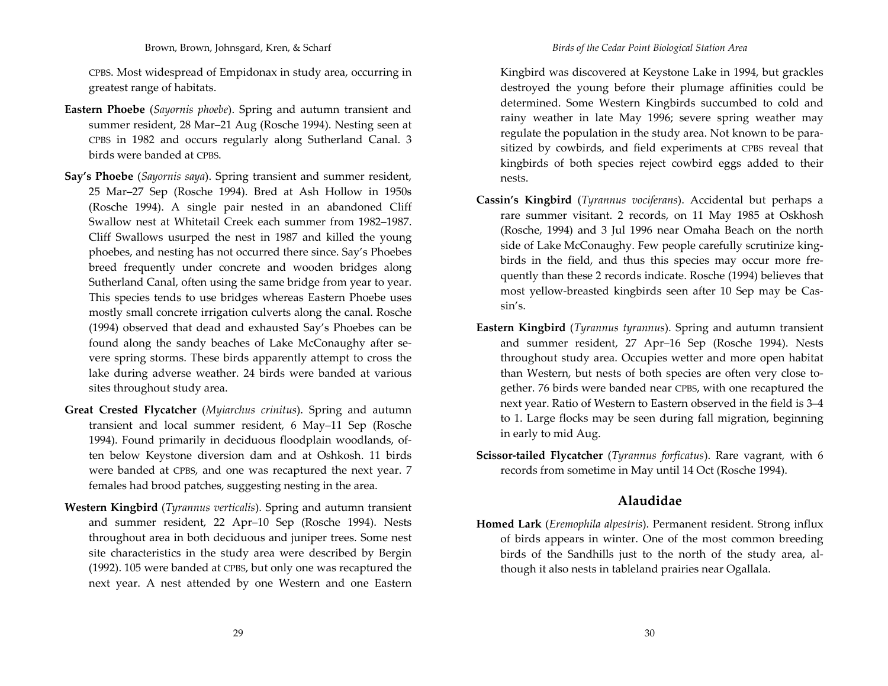CPBS. Most widespread of Empidonax in study area, occurring in greatest range of habitats.

**Eastern Phoebe** (*Sayornis phoebe*). Spring and autumn transient and summer resident, 28 Mar–21 Aug (Rosche 1994). Nesting seen at CPBS in 1982 and occurs regularly along Sutherland Canal. 3 birds were banded at CPBS.

**Say's Phoebe** (*Sayornis saya*). Spring transient and summer resident, 25 Mar–27 Sep (Rosche 1994). Bred at Ash Hollow in 1950s (Rosche 1994). A single pair nested in an abandoned Cliff Swallow nest at Whitetail Creek each summer from 1982–1987. Cliff Swallows usurped the nest in 1987 and killed the young phoebes, and nesting has not occurred there since. Say's Phoebes breed frequently under concrete and wooden bridges along Sutherland Canal, often using the same bridge from year to year. This species tends to use bridges whereas Eastern Phoebe uses mostly small concrete irrigation culverts along the canal. Rosche (1994) observed that dead and exhausted Say's Phoebes can be found along the sandy beaches of Lake McConaughy after severe spring storms. These birds apparently attempt to cross the lake during adverse weather. 24 birds were banded at various sites throughout study area.

**Great Crested Flycatcher** (*Myiarchus crinitus*). Spring and autumn transient and local summer resident, 6 May–11 Sep (Rosche 1994). Found primarily in deciduous floodplain woodlands, often below Keystone diversion dam and at Oshkosh. 11 birds were banded at CPBS, and one was recaptured the next year. 7 females had brood patches, suggesting nesting in the area.

**Western Kingbird** (*Tyrannus verticalis*). Spring and autumn transient and summer resident, 22 Apr–10 Sep (Rosche 1994). Nests throughout area in both deciduous and juniper trees. Some nest site characteristics in the study area were described by Bergin (1992). 105 were banded at CPBS, but only one was recaptured the next year. A nest attended by one Western and one Eastern Kingbird was discovered at Keystone Lake in 1994, but grackles destroyed the young before their plumage affinities could be determined. Some Western Kingbirds succumbed to cold and rainy weather in late May 1996; severe spring weather may regulate the population in the study area. Not known to be parasitized by cowbirds, and field experiments at CPBS reveal that kingbirds of both species reject cowbird eggs added to their nests.

**Cassin's Kingbird** (*Tyrannus vociferans*). Accidental but perhaps a rare summer visitant. 2 records, on 11 May 1985 at Oskhosh (Rosche, 1994) and 3 Jul 1996 near Omaha Beach on the north side of Lake McConaughy. Few people carefully scrutinize kingbirds in the field, and thus this species may occur more frequently than these 2 records indicate. Rosche (1994) believes that most yellow-breasted kingbirds seen after 10 Sep may be Cassin's.

**Eastern Kingbird** (*Tyrannus tyrannus*). Spring and autumn transient and summer resident, 27 Apr–16 Sep (Rosche 1994). Nests throughout study area. Occupies wetter and more open habitat than Western, but nests of both species are often very close together. 76 birds were banded near CPBS, with one recaptured the next year. Ratio of Western to Eastern observed in the field is 3–4 to 1. Large flocks may be seen during fall migration, beginning in early to mid Aug.

**Scissor-tailed Flycatcher** (*Tyrannus forficatus*). Rare vagrant, with 6 records from sometime in May until 14 Oct (Rosche 1994).

## Alaudidae

**Homed Lark** (*Eremophila alpestris*). Permanent resident. Strong influx of birds appears in winter. One of the most common breeding birds of the Sandhills just to the north of the study area, although it also nests in tableland prairies near Ogallala.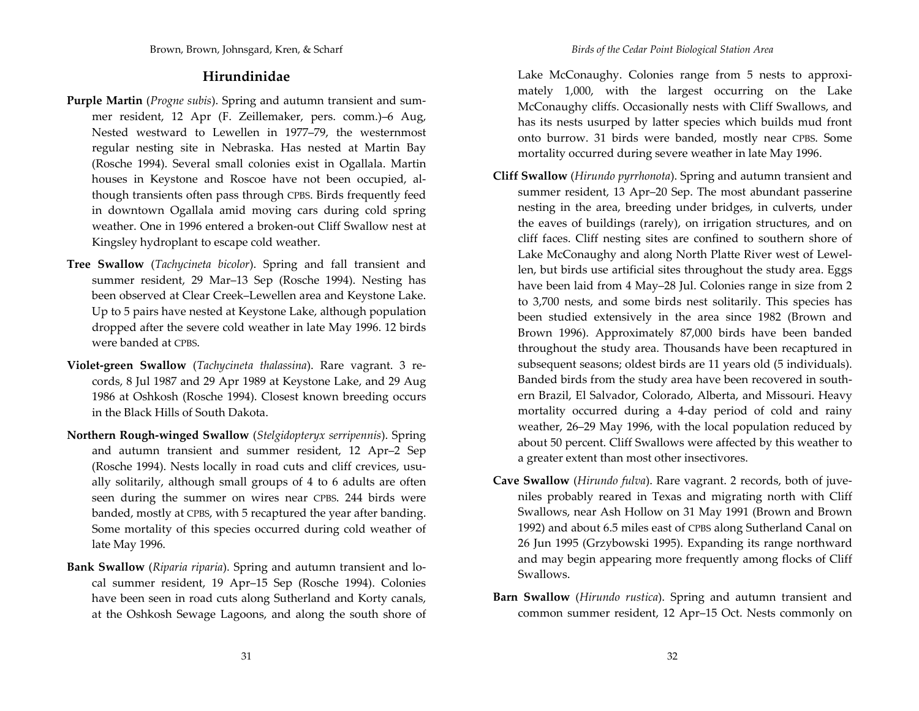## Hirundinidae

**Purple Martin** (*Progne subis*). Spring and autumn transient and summer resident, 12 Apr (F. Zeillemaker, pers. comm.)–6 Aug, Nested westward to Lewellen in 1977–79, the westernmost regular nesting site in Nebraska. Has nested at Martin Bay (Rosche 1994). Several small colonies exist in Ogallala. Martin houses in Keystone and Roscoe have not been occupied, although transients often pass through CPBS. Birds frequently feed in downtown Ogallala amid moving cars during cold spring weather. One in 1996 entered a broken-out Cliff Swallow nest at Kingsley hydroplant to escape cold weather.

**Tree Swallow** (*Tachycineta bicolor*). Spring and fall transient and summer resident, 29 Mar–13 Sep (Rosche 1994). Nesting has been observed at Clear Creek–Lewellen area and Keystone Lake. Up to 5 pairs have nested at Keystone Lake, although population dropped after the severe cold weather in late May 1996. 12 birds were banded at CPBS.

**Violet-green Swallow** (*Tachycineta thalassina*). Rare vagrant. 3 records, 8 Jul 1987 and 29 Apr 1989 at Keystone Lake, and 29 Aug 1986 at Oshkosh (Rosche 1994). Closest known breeding occurs in the Black Hills of South Dakota.

**Northern Rough-winged Swallow** (*Stelgidopteryx serripennis*). Spring and autumn transient and summer resident, 12 Apr–2 Sep (Rosche 1994). Nests locally in road cuts and cliff crevices, usually solitarily, although small groups of 4 to 6 adults are often seen during the summer on wires near CPBS. 244 birds were banded, mostly at CPBS, with 5 recaptured the year after banding. Some mortality of this species occurred during cold weather of late May 1996.

**Bank Swallow** (*Riparia riparia*). Spring and autumn transient and local summer resident, 19 Apr–15 Sep (Rosche 1994). Colonies have been seen in road cuts along Sutherland and Korty canals, at the Oshkosh Sewage Lagoons, and along the south shore of Lake McConaughy. Colonies range from 5 nests to approximately 1,000, with the largest occurring on the Lake McConaughy cliffs. Occasionally nests with Cliff Swallows, and has its nests usurped by latter species which builds mud front onto burrow. 31 birds were banded, mostly near CPBS. Some mortality occurred during severe weather in late May 1996.

**Cliff Swallow** (*Hirundo pyrrhonota*). Spring and autumn transient and summer resident, 13 Apr–20 Sep. The most abundant passerine nesting in the area, breeding under bridges, in culverts, under the eaves of buildings (rarely), on irrigation structures, and on cliff faces. Cliff nesting sites are confined to southern shore of Lake McConaughy and along North Platte River west of Lewellen, but birds use artificial sites throughout the study area. Eggs have been laid from 4 May–28 Jul. Colonies range in size from 2 to 3,700 nests, and some birds nest solitarily. This species has been studied extensively in the area since 1982 (Brown and Brown 1996). Approximately 87,000 birds have been banded throughout the study area. Thousands have been recaptured in subsequent seasons; oldest birds are 11 years old (5 individuals). Banded birds from the study area have been recovered in southern Brazil, El Salvador, Colorado, Alberta, and Missouri. Heavy mortality occurred during a 4-day period of cold and rainy weather, 26–29 May 1996, with the local population reduced by about 50 percent. Cliff Swallows were affected by this weather to a greater extent than most other insectivores.

**Cave Swallow** (*Hirundo fulva*). Rare vagrant. 2 records, both of juveniles probably reared in Texas and migrating north with Cliff Swallows, near Ash Hollow on 31 May 1991 (Brown and Brown 1992) and about 6.5 miles east of CPBS along Sutherland Canal on 26 Jun 1995 (Grzybowski 1995). Expanding its range northward and may begin appearing more frequently among flocks of Cliff Swallows.

**Barn Swallow** (*Hirundo rustica*). Spring and autumn transient and common summer resident, 12 Apr–15 Oct. Nests commonly on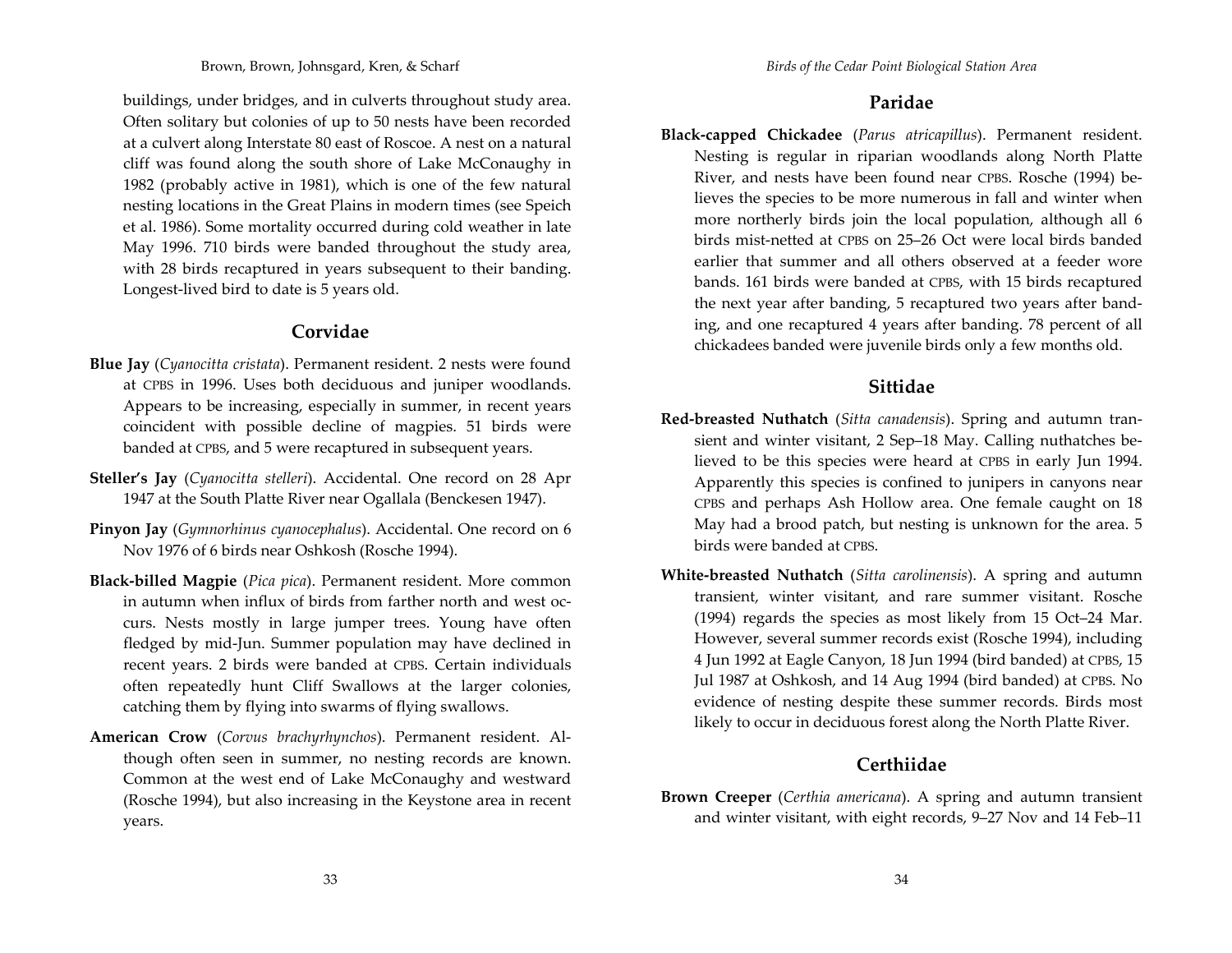buildings, under bridges, and in culverts throughout study area. Often solitary but colonies of up to 50 nests have been recorded at a culvert along Interstate 80 east of Roscoe. A nest on a natural cliff was found along the south shore of Lake McConaughy in 1982 (probably active in 1981), which is one of the few natural nesting locations in the Great Plains in modern times (see Speich et al. 1986). Some mortality occurred during cold weather in late May 1996. 710 birds were banded throughout the study area, with 28 birds recaptured in years subsequent to their banding. Longest-lived bird to date is 5 years old.

## Corvidae

**Blue Jay** (*Cyanocitta cristata*). Permanent resident. 2 nests were found at CPBS in 1996. Uses both deciduous and juniper woodlands. Appears to be increasing, especially in summer, in recent years coincident with possible decline of magpies. 51 birds were banded at CPBS, and 5 were recaptured in subsequent years.

**Steller's Jay** (*Cyanocitta stelleri*). Accidental. One record on 28 Apr 1947 at the South Platte River near Ogallala (Benckesen 1947).

**Pinyon Jay** (*Gymnorhinus cyanocephalus*). Accidental. One record on 6 Nov 1976 of 6 birds near Oshkosh (Rosche 1994).

**Black-billed Magpie** (*Pica pica*). Permanent resident. More common in autumn when influx of birds from farther north and west occurs. Nests mostly in large jumper trees. Young have often fledged by mid-Jun. Summer population may have declined in recent years. 2 birds were banded at CPBS. Certain individuals often repeatedly hunt Cliff Swallows at the larger colonies, catching them by flying into swarms of flying swallows.

**American Crow** (*Corvus brachyrhynchos*). Permanent resident. Although often seen in summer, no nesting records are known. Common at the west end of Lake McConaughy and westward (Rosche 1994), but also increasing in the Keystone area in recent years.

## Paridae

**Black-capped Chickadee** (*Parus atricapillus*). Permanent resident. Nesting is regular in riparian woodlands along North Platte River, and nests have been found near CPBS. Rosche (1994) believes the species to be more numerous in fall and winter when more northerly birds join the local population, although all 6 birds mist-netted at CPBS on 25–26 Oct were local birds banded earlier that summer and all others observed at a feeder wore bands. 161 birds were banded at CPBS, with 15 birds recaptured the next year after banding, 5 recaptured two years after banding, and one recaptured 4 years after banding. 78 percent of all chickadees banded were juvenile birds only a few months old.

## Sittidae

**Red-breasted Nuthatch** (*Sitta canadensis*). Spring and autumn transient and winter visitant, 2 Sep–18 May. Calling nuthatches believed to be this species were heard at CPBS in early Jun 1994. Apparently this species is confined to junipers in canyons near CPBS and perhaps Ash Hollow area. One female caught on 18 May had a brood patch, but nesting is unknown for the area. 5 birds were banded at CPBS.

**White-breasted Nuthatch** (*Sitta carolinensis*). A spring and autumn transient, winter visitant, and rare summer visitant. Rosche (1994) regards the species as most likely from 15 Oct–24 Mar. However, several summer records exist (Rosche 1994), including 4 Jun 1992 at Eagle Canyon, 18 Jun 1994 (bird banded) at CPBS, 15 Jul 1987 at Oshkosh, and 14 Aug 1994 (bird banded) at CPBS. No evidence of nesting despite these summer records. Birds most likely to occur in deciduous forest along the North Platte River.

## Certhiidae

**Brown Creeper** (*Certhia americana*). A spring and autumn transient and winter visitant, with eight records, 9–27 Nov and 14 Feb–11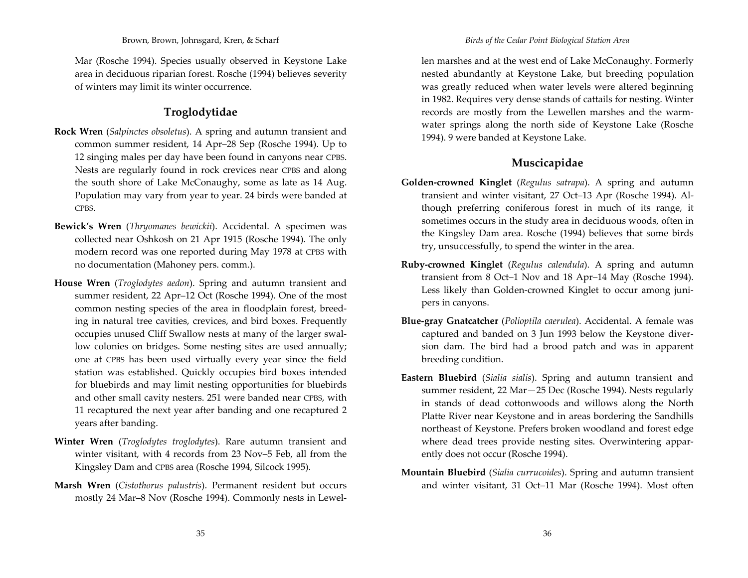Mar (Rosche 1994). Species usually observed in Keystone Lake area in deciduous riparian forest. Rosche (1994) believes severity of winters may limit its winter occurrence.

## Troglodytidae

**Rock Wren** (*Salpinctes obsoletus*). A spring and autumn transient and common summer resident, 14 Apr–28 Sep (Rosche 1994). Up to 12 singing males per day have been found in canyons near CPBS. Nests are regularly found in rock crevices near CPBS and along the south shore of Lake McConaughy, some as late as 14 Aug. Population may vary from year to year. 24 birds were banded at CPBS.

**Bewick's Wren** (*Thryomanes bewickii*). Accidental. A specimen was collected near Oshkosh on 21 Apr 1915 (Rosche 1994). The only modern record was one reported during May 1978 at CPBS with no documentation (Mahoney pers. comm.).

**House Wren** (*Troglodytes aedon*). Spring and autumn transient and summer resident, 22 Apr–12 Oct (Rosche 1994). One of the most common nesting species of the area in floodplain forest, breeding in natural tree cavities, crevices, and bird boxes. Frequently occupies unused Cliff Swallow nests at many of the larger swallow colonies on bridges. Some nesting sites are used annually; one at CPBS has been used virtually every year since the field station was established. Quickly occupies bird boxes intended for bluebirds and may limit nesting opportunities for bluebirds and other small cavity nesters. 251 were banded near CPBS, with 11 recaptured the next year after banding and one recaptured 2 years after banding.

**Winter Wren** (*Troglodytes troglodytes*). Rare autumn transient and winter visitant, with 4 records from 23 Nov–5 Feb, all from the Kingsley Dam and CPBS area (Rosche 1994, Silcock 1995).

**Marsh Wren** (*Cistothorus palustris*). Permanent resident but occurs mostly 24 Mar–8 Nov (Rosche 1994). Commonly nests in Lewellen marshes and at the west end of Lake McConaughy. Formerly nested abundantly at Keystone Lake, but breeding population was greatly reduced when water levels were altered beginning in 1982. Requires very dense stands of cattails for nesting. Winter records are mostly from the Lewellen marshes and the warm-water springs along the north side of Keystone Lake (Rosche 1994). 9 were banded at Keystone Lake.

## Muscicapidae

**Golden-crowned Kinglet** (*Regulus satrapa*). A spring and autumn transient and winter visitant, 27 Oct–13 Apr (Rosche 1994). Although preferring coniferous forest in much of its range, it sometimes occurs in the study area in deciduous woods, often in the Kingsley Dam area. Rosche (1994) believes that some birds try, unsuccessfully, to spend the winter in the area.

**Ruby-crowned Kinglet** (*Regulus calendula*). A spring and autumn transient from 8 Oct–1 Nov and 18 Apr–14 May (Rosche 1994). Less likely than Golden-crowned Kinglet to occur among junipers in canyons.

**Blue-gray Gnatcatcher** (*Polioptila caerulea*). Accidental. A female was captured and banded on 3 Jun 1993 below the Keystone diversion dam. The bird had a brood patch and was in apparent breeding condition.

**Eastern Bluebird** (*Sialia sialis*). Spring and autumn transient and summer resident, 22 Mar—25 Dec (Rosche 1994). Nests regularly in stands of dead cottonwoods and willows along the North Platte River near Keystone and in areas bordering the Sandhills northeast of Keystone. Prefers broken woodland and forest edge where dead trees provide nesting sites. Overwintering apparently does not occur (Rosche 1994).

**Mountain Bluebird** (*Sialia currucoides*). Spring and autumn transient and winter visitant, 31 Oct–11 Mar (Rosche 1994). Most often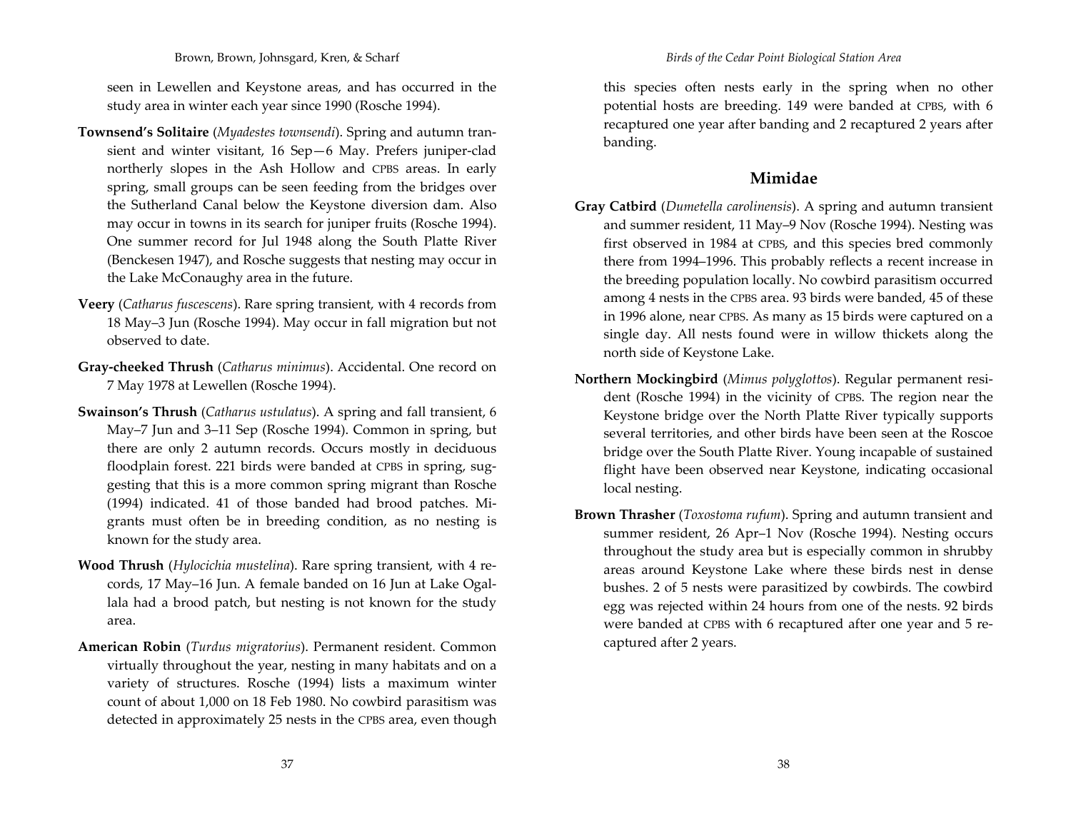seen in Lewellen and Keystone areas, and has occurred in the study area in winter each year since 1990 (Rosche 1994).

**Townsend's Solitaire** (*Myadestes townsendi*). Spring and autumn transient and winter visitant, 16 Sep—6 May. Prefers juniper-clad northerly slopes in the Ash Hollow and CPBS areas. In early spring, small groups can be seen feeding from the bridges over the Sutherland Canal below the Keystone diversion dam. Also may occur in towns in its search for juniper fruits (Rosche 1994). One summer record for Jul 1948 along the South Platte River (Benckesen 1947), and Rosche suggests that nesting may occur in the Lake McConaughy area in the future.

**Veery** (*Catharus fuscescens*). Rare spring transient, with 4 records from 18 May–3 Jun (Rosche 1994). May occur in fall migration but not observed to date.

**Gray-cheeked Thrush** (*Catharus minimus*). Accidental. One record on 7 May 1978 at Lewellen (Rosche 1994).

**Swainson's Thrush** (*Catharus ustulatus*). A spring and fall transient, 6 May–7 Jun and 3–11 Sep (Rosche 1994). Common in spring, but there are only 2 autumn records. Occurs mostly in deciduous floodplain forest. 221 birds were banded at CPBS in spring, suggesting that this is a more common spring migrant than Rosche (1994) indicated. 41 of those banded had brood patches. Migrants must often be in breeding condition, as no nesting is known for the study area.

**Wood Thrush** (*Hylocichia mustelina*). Rare spring transient, with 4 records, 17 May–16 Jun. A female banded on 16 Jun at Lake Ogallala had a brood patch, but nesting is not known for the study area.

**American Robin** (*Turdus migratorius*). Permanent resident. Common virtually throughout the year, nesting in many habitats and on a variety of structures. Rosche (1994) lists a maximum winter count of about 1,000 on 18 Feb 1980. No cowbird parasitism was detected in approximately 25 nests in the CPBS area, even though this species often nests early in the spring when no other potential hosts are breeding. 149 were banded at CPBS, with 6 recaptured one year after banding and 2 recaptured 2 years after banding.

## Mimidae

**Gray Catbird** (*Dumetella carolinensis*). A spring and autumn transient and summer resident, 11 May–9 Nov (Rosche 1994). Nesting was first observed in 1984 at CPBS, and this species bred commonly there from 1994–1996. This probably reflects a recent increase in the breeding population locally. No cowbird parasitism occurred among 4 nests in the CPBS area. 93 birds were banded, 45 of these in 1996 alone, near CPBS. As many as 15 birds were captured on a single day. All nests found were in willow thickets along the north side of Keystone Lake.

**Northern Mockingbird** (*Mimus polyglottos*). Regular permanent resident (Rosche 1994) in the vicinity of CPBS. The region near the Keystone bridge over the North Platte River typically supports several territories, and other birds have been seen at the Roscoe bridge over the South Platte River. Young incapable of sustained flight have been observed near Keystone, indicating occasional local nesting.

**Brown Thrasher** (*Toxostoma rufum*). Spring and autumn transient and summer resident, 26 Apr–1 Nov (Rosche 1994). Nesting occurs throughout the study area but is especially common in shrubby areas around Keystone Lake where these birds nest in dense bushes. 2 of 5 nests were parasitized by cowbirds. The cowbird egg was rejected within 24 hours from one of the nests. 92 birds were banded at CPBS with 6 recaptured after one year and 5 recaptured after 2 years.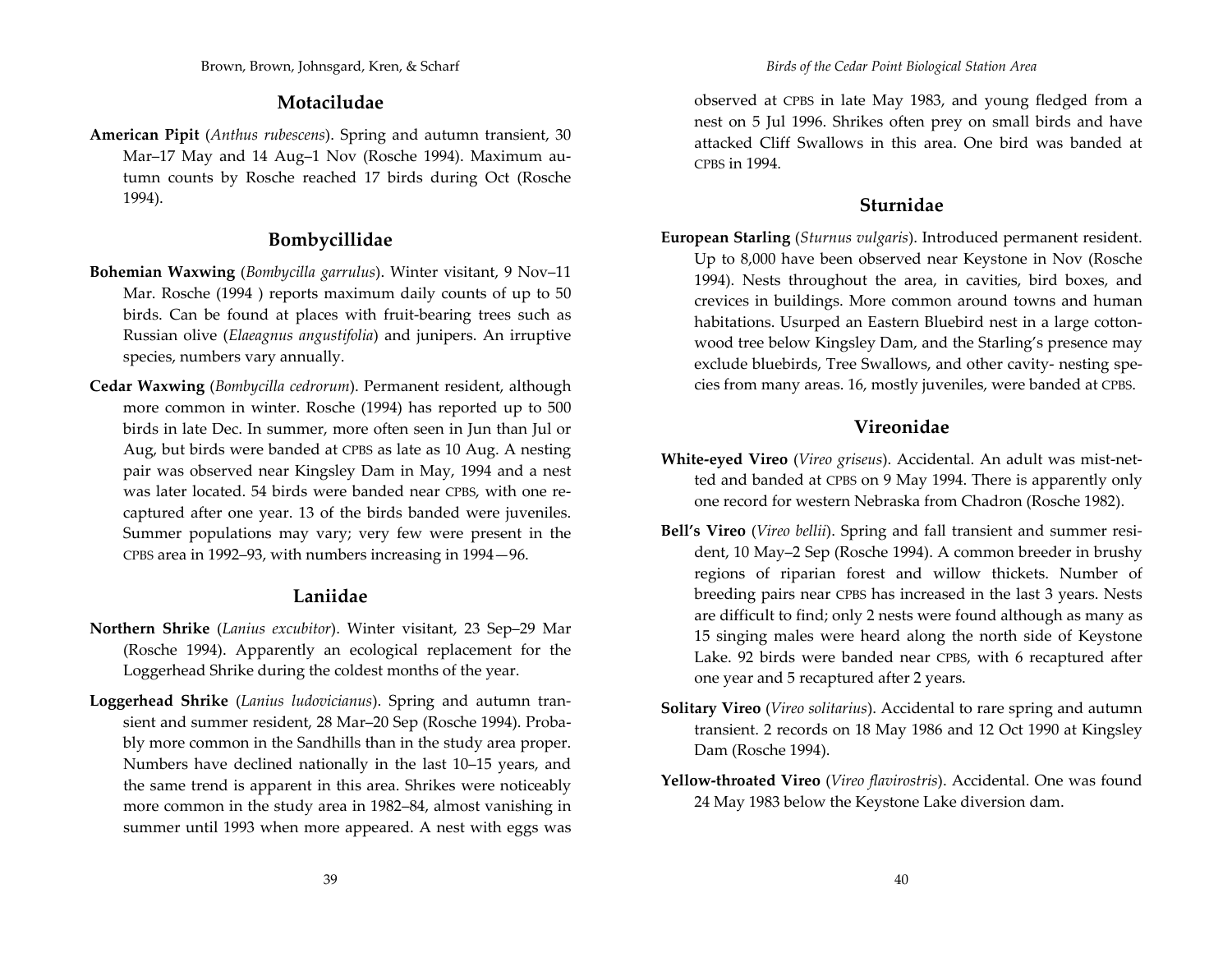## Motaciludae

**American Pipit** (*Anthus rubescens*). Spring and autumn transient, 30 Mar–17 May and 14 Aug–1 Nov (Rosche 1994). Maximum autumn counts by Rosche reached 17 birds during Oct (Rosche 1994).

## Bombycillidae

**Bohemian Waxwing** (*Bombycilla garrulus*). Winter visitant, 9 Nov–11 Mar. Rosche (1994 ) reports maximum daily counts of up to 50 birds. Can be found at places with fruit-bearing trees such as Russian olive (*Elaeagnus angustifolia*) and junipers. An irruptive species, numbers vary annually.

**Cedar Waxwing** (*Bombycilla cedrorum*). Permanent resident, although more common in winter. Rosche (1994) has reported up to 500 birds in late Dec. In summer, more often seen in Jun than Jul or Aug, but birds were banded at CPBS as late as 10 Aug. A nesting pair was observed near Kingsley Dam in May, 1994 and a nest was later located. 54 birds were banded near CPBS, with one recaptured after one year. 13 of the birds banded were juveniles. Summer populations may vary; very few were present in the CPBS area in 1992–93, with numbers increasing in 1994—96.

## Laniidae

**Northern Shrike** (*Lanius excubitor*). Winter visitant, 23 Sep–29 Mar (Rosche 1994). Apparently an ecological replacement for the Loggerhead Shrike during the coldest months of the year.

**Loggerhead Shrike** (*Lanius ludovicianus*). Spring and autumn transient and summer resident, 28 Mar–20 Sep (Rosche 1994). Probably more common in the Sandhills than in the study area proper. Numbers have declined nationally in the last 10–15 years, and the same trend is apparent in this area. Shrikes were noticeably more common in the study area in 1982–84, almost vanishing in summer until 1993 when more appeared. A nest with eggs was observed at CPBS in late May 1983, and young fledged from a nest on 5 Jul 1996. Shrikes often prey on small birds and have attacked Cliff Swallows in this area. One bird was banded at CPBS in 1994.

## Sturnidae

**European Starling** (*Sturnus vulgaris*). Introduced permanent resident. Up to 8,000 have been observed near Keystone in Nov (Rosche 1994). Nests throughout the area, in cavities, bird boxes, and crevices in buildings. More common around towns and human habitations. Usurped an Eastern Bluebird nest in a large cottonwood tree below Kingsley Dam, and the Starling's presence may exclude bluebirds, Tree Swallows, and other cavity- nesting species from many areas. 16, mostly juveniles, were banded at CPBS.

## Vireonidae

**White-eyed Vireo** (*Vireo griseus*). Accidental. An adult was mist-netted and banded at CPBS on 9 May 1994. There is apparently only one record for western Nebraska from Chadron (Rosche 1982).

**Bell's Vireo** (*Vireo bellii*). Spring and fall transient and summer resident, 10 May–2 Sep (Rosche 1994). A common breeder in brushy regions of riparian forest and willow thickets. Number of breeding pairs near CPBS has increased in the last 3 years. Nests are difficult to find; only 2 nests were found although as many as 15 singing males were heard along the north side of Keystone Lake. 92 birds were banded near CPBS, with 6 recaptured after one year and 5 recaptured after 2 years.

**Solitary Vireo** (*Vireo solitarius*). Accidental to rare spring and autumn transient. 2 records on 18 May 1986 and 12 Oct 1990 at Kingsley Dam (Rosche 1994).

**Yellow-throated Vireo** (*Vireo flavirostris*). Accidental. One was found 24 May 1983 below the Keystone Lake diversion dam.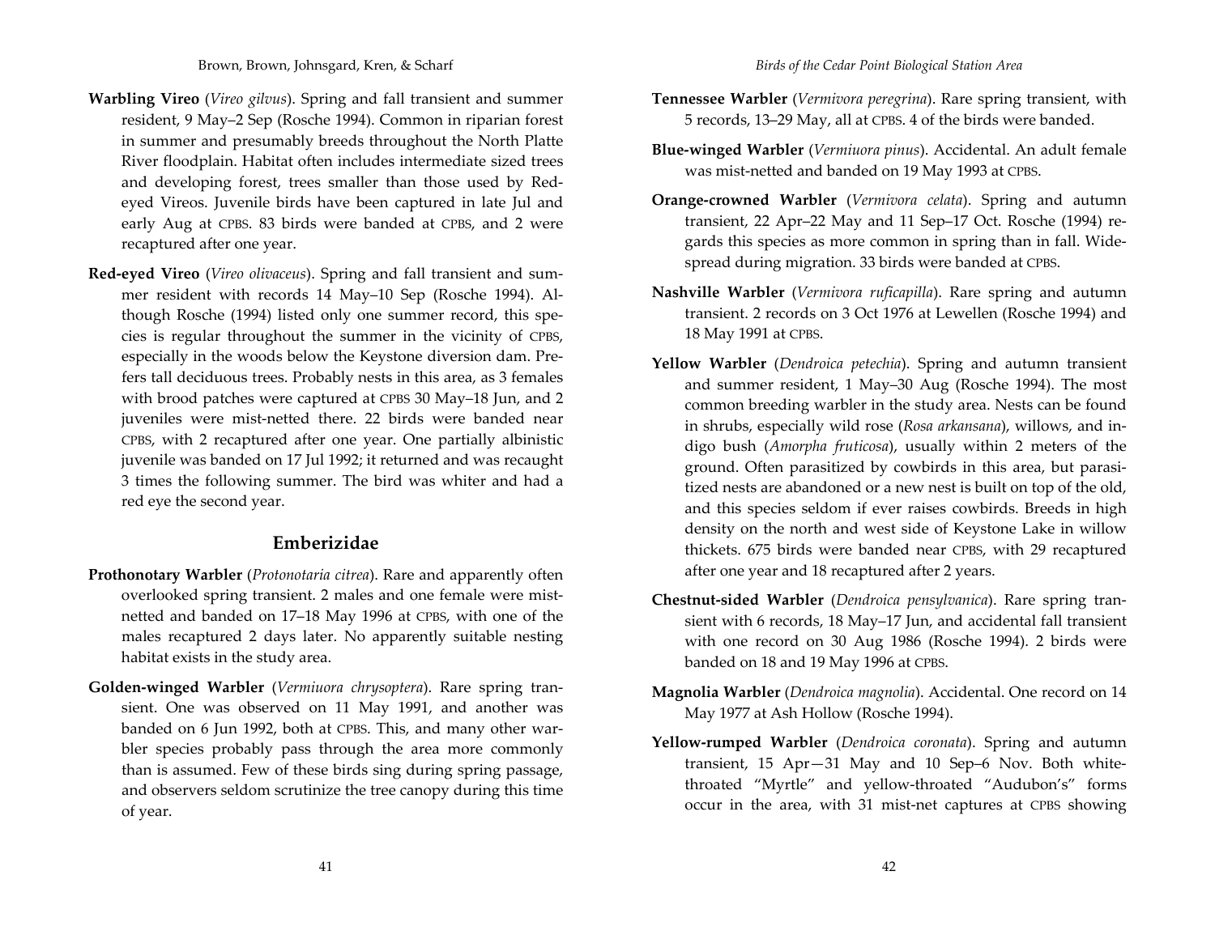**Warbling Vireo** (*Vireo gilvus*). Spring and fall transient and summer resident, 9 May–2 Sep (Rosche 1994). Common in riparian forest in summer and presumably breeds throughout the North Platte River floodplain. Habitat often includes intermediate sized trees and developing forest, trees smaller than those used by Red-eyed Vireos. Juvenile birds have been captured in late Jul and early Aug at CPBS. 83 birds were banded at CPBS, and 2 were recaptured after one year.

**Red-eyed Vireo** (*Vireo olivaceus*). Spring and fall transient and summer resident with records 14 May–10 Sep (Rosche 1994). Although Rosche (1994) listed only one summer record, this species is regular throughout the summer in the vicinity of CPBS, especially in the woods below the Keystone diversion dam. Prefers tall deciduous trees. Probably nests in this area, as 3 females with brood patches were captured at CPBS 30 May–18 Jun, and 2 juveniles were mist-netted there. 22 birds were banded near CPBS, with 2 recaptured after one year. One partially albinistic juvenile was banded on 17 Jul 1992; it returned and was recaught 3 times the following summer. The bird was whiter and had a red eye the second year.

## Emberizidae

**Prothonotary Warbler** (*Protonotaria citrea*). Rare and apparently often overlooked spring transient. 2 males and one female were mist-netted and banded on 17–18 May 1996 at CPBS, with one of the males recaptured 2 days later. No apparently suitable nesting habitat exists in the study area.

**Golden-winged Warbler** (*Vermiuora chrysoptera*). Rare spring transient. One was observed on 11 May 1991, and another was banded on 6 Jun 1992, both at CPBS. This, and many other warbler species probably pass through the area more commonly than is assumed. Few of these birds sing during spring passage, and observers seldom scrutinize the tree canopy during this time of year.

**Tennessee Warbler** (*Vermivora peregrina*). Rare spring transient, with 5 records, 13–29 May, all at CPBS. 4 of the birds were banded.

**Blue-winged Warbler** (*Vermiuora pinus*). Accidental. An adult female was mist-netted and banded on 19 May 1993 at CPBS.

**Orange-crowned Warbler** (*Vermivora celata*). Spring and autumn transient, 22 Apr–22 May and 11 Sep–17 Oct. Rosche (1994) regards this species as more common in spring than in fall. Widespread during migration. 33 birds were banded at CPBS.

**Nashville Warbler** (*Vermivora ruficapilla*). Rare spring and autumn transient. 2 records on 3 Oct 1976 at Lewellen (Rosche 1994) and 18 May 1991 at CPBS.

**Yellow Warbler** (*Dendroica petechia*). Spring and autumn transient and summer resident, 1 May–30 Aug (Rosche 1994). The most common breeding warbler in the study area. Nests can be found in shrubs, especially wild rose (*Rosa arkansana*), willows, and indigo bush (*Amorpha fruticosa*), usually within 2 meters of the ground. Often parasitized by cowbirds in this area, but parasitized nests are abandoned or a new nest is built on top of the old, and this species seldom if ever raises cowbirds. Breeds in high density on the north and west side of Keystone Lake in willow thickets. 675 birds were banded near CPBS, with 29 recaptured after one year and 18 recaptured after 2 years.

**Chestnut-sided Warbler** (*Dendroica pensylvanica*). Rare spring transient with 6 records, 18 May–17 Jun, and accidental fall transient with one record on 30 Aug 1986 (Rosche 1994). 2 birds were banded on 18 and 19 May 1996 at CPBS.

**Magnolia Warbler** (*Dendroica magnolia*). Accidental. One record on 14 May 1977 at Ash Hollow (Rosche 1994).

**Yellow-rumped Warbler** (*Dendroica coronata*). Spring and autumn transient, 15 Apr—31 May and 10 Sep–6 Nov. Both white-throated "Myrtle" and yellow-throated "Audubon's" forms occur in the area, with 31 mist-net captures at CPBS showing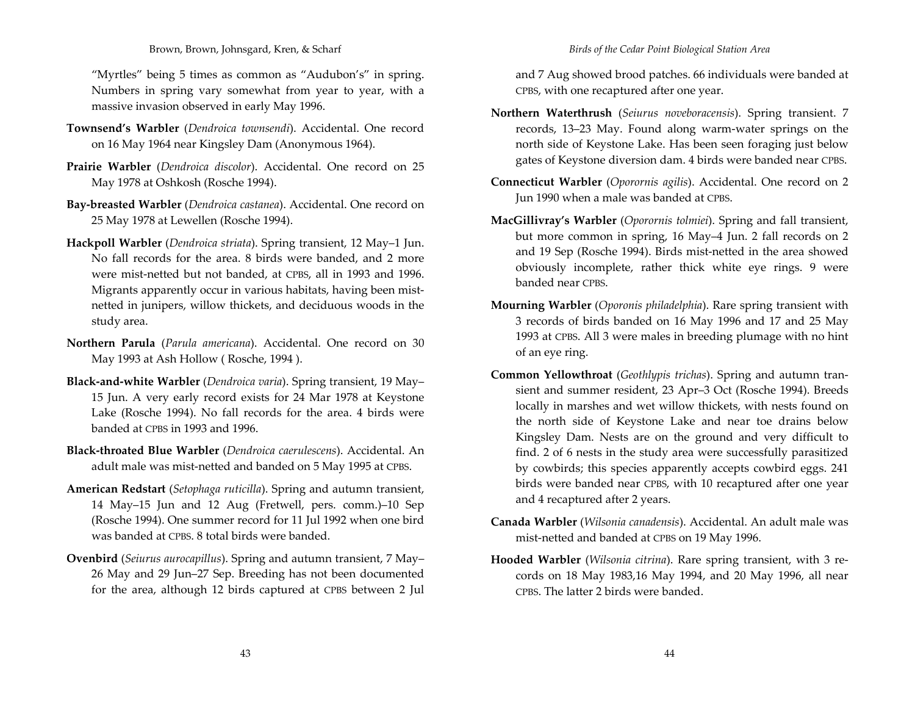"Myrtles" being 5 times as common as "Audubon's" in spring. Numbers in spring vary somewhat from year to year, with a massive invasion observed in early May 1996.

**Townsend's Warbler** (*Dendroica townsendi*). Accidental. One record on 16 May 1964 near Kingsley Dam (Anonymous 1964).

**Prairie Warbler** (*Dendroica discolor*). Accidental. One record on 25 May 1978 at Oshkosh (Rosche 1994).

**Bay-breasted Warbler** (*Dendroica castanea*). Accidental. One record on 25 May 1978 at Lewellen (Rosche 1994).

**Hackpoll Warbler** (*Dendroica striata*). Spring transient, 12 May–1 Jun. No fall records for the area. 8 birds were banded, and 2 more were mist-netted but not banded, at CPBS, all in 1993 and 1996. Migrants apparently occur in various habitats, having been mist-netted in junipers, willow thickets, and deciduous woods in the study area.

**Northern Parula** (*Parula americana*). Accidental. One record on 30 May 1993 at Ash Hollow ( Rosche, 1994 ).

**Black-and-white Warbler** (*Dendroica varia*). Spring transient, 19 May–15 Jun. A very early record exists for 24 Mar 1978 at Keystone Lake (Rosche 1994). No fall records for the area. 4 birds were banded at CPBS in 1993 and 1996.

**Black-throated Blue Warbler** (*Dendroica caerulescens*). Accidental. An adult male was mist-netted and banded on 5 May 1995 at CPBS.

**American Redstart** (*Setophaga ruticilla*). Spring and autumn transient, 14 May–15 Jun and 12 Aug (Fretwell, pers. comm.)–10 Sep (Rosche 1994). One summer record for 11 Jul 1992 when one bird was banded at CPBS. 8 total birds were banded.

**Ovenbird** (*Seirus aurocapillus*). Spring and autumn transient, 7 May–26 May and 29 Jun–27 Sep. Breeding has not been documented for the area, although 12 birds captured at CPBS between 2 Jul and 7 Aug showed brood patches. 66 individuals were banded at CPBS, with one recaptured after one year.

**Northern Waterthrush** (*Seiurus noveboracensis*). Spring transient. 7 records, 13–23 May. Found along warm-water springs on the north side of Keystone Lake. Has been seen foraging just below gates of Keystone diversion dam. 4 birds were banded near CPBS.

**Connecticut Warbler** (*Oporornis agilis*). Accidental. One record on 2 Jun 1990 when a male was banded at CPBS.

**MacGillivray's Warbler** (*Oporornis tolmiei*). Spring and fall transient, but more common in spring, 16 May–4 Jun. 2 fall records on 2 and 19 Sep (Rosche 1994). Birds mist-netted in the area showed obviously incomplete, rather thick white eye rings. 9 were banded near CPBS.

**Mourning Warbler** (*Oporonis philadelphia*). Rare spring transient with 3 records of birds banded on 16 May 1996 and 17 and 25 May 1993 at CPBS. All 3 were males in breeding plumage with no hint of an eye ring.

**Common Yellowthroat** (*Geothlypis trichas*). Spring and autumn transient and summer resident, 23 Apr–3 Oct (Rosche 1994). Breeds locally in marshes and wet willow thickets, with nests found on the north side of Keystone Lake and near toe drains below Kingsley Dam. Nests are on the ground and very difficult to find. 2 of 6 nests in the study area were successfully parasitized by cowbirds; this species apparently accepts cowbird eggs. 241 birds were banded near CPBS, with 10 recaptured after one year and 4 recaptured after 2 years.

**Canada Warbler** (*Wilsonia canadensis*). Accidental. An adult male was mist-netted and banded at CPBS on 19 May 1996.

**Hooded Warbler** (*Wilsonia citrina*). Rare spring transient, with 3 records on 18 May 1983,16 May 1994, and 20 May 1996, all near CPBS. The latter 2 birds were banded.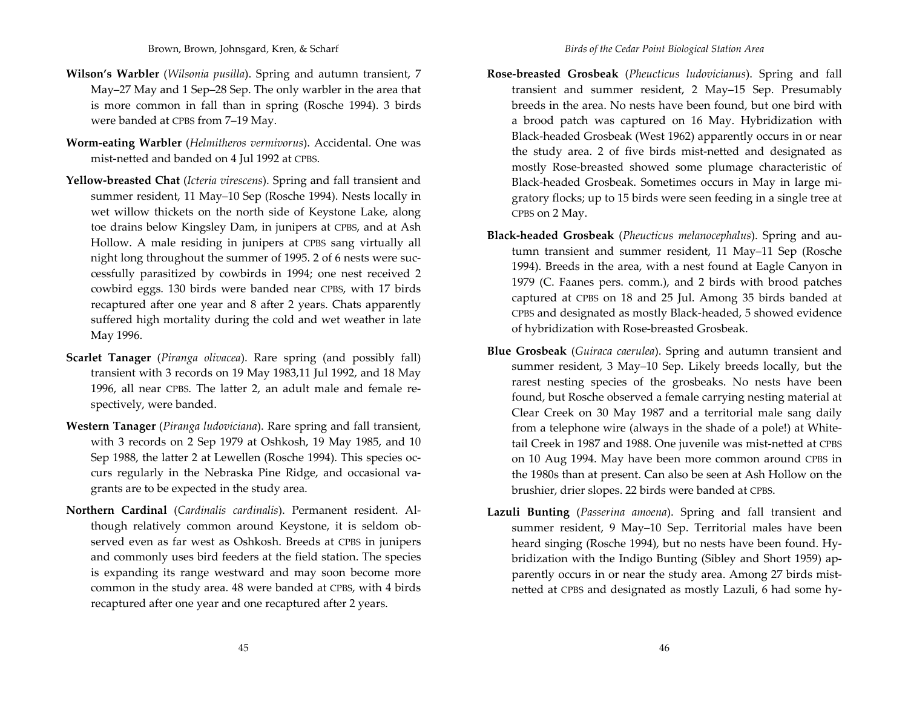**Wilson's Warbler** (*Wilsonia pusilla*). Spring and autumn transient, 7 May–27 May and 1 Sep–28 Sep. The only warbler in the area that is more common in fall than in spring (Rosche 1994). 3 birds were banded at CPBS from 7–19 May.

**Worm-eating Warbler** (*Helmitheros vermivorus*). Accidental. One was mist-netted and banded on 4 Jul 1992 at CPBS.

**Yellow-breasted Chat** (*Icteria virescens*). Spring and fall transient and summer resident, 11 May–10 Sep (Rosche 1994). Nests locally in wet willow thickets on the north side of Keystone Lake, along toe drains below Kingsley Dam, in junipers at CPBS, and at Ash Hollow. A male residing in junipers at CPBS sang virtually all night long throughout the summer of 1995. 2 of 6 nests were successfully parasitized by cowbirds in 1994; one nest received 2 cowbird eggs. 130 birds were banded near CPBS, with 17 birds recaptured after one year and 8 after 2 years. Chats apparently suffered high mortality during the cold and wet weather in late May 1996.

**Scarlet Tanager** (*Piranga olivacea*). Rare spring (and possibly fall) transient with 3 records on 19 May 1983,11 Jul 1992, and 18 May 1996, all near CPBS. The latter 2, an adult male and female respectively, were banded.

**Western Tanager** (*Piranga ludoviciana*). Rare spring and fall transient, with 3 records on 2 Sep 1979 at Oshkosh, 19 May 1985, and 10 Sep 1988, the latter 2 at Lewellen (Rosche 1994). This species occurs regularly in the Nebraska Pine Ridge, and occasional vagrants are to be expected in the study area.

**Northern Cardinal** (*Cardinalis cardinalis*). Permanent resident. Although relatively common around Keystone, it is seldom observed even as far west as Oshkosh. Breeds at CPBS in junipers and commonly uses bird feeders at the field station. The species is expanding its range westward and may soon become more common in the study area. 48 were banded at CPBS, with 4 birds recaptured after one year and one recaptured after 2 years.

**Rose-breasted Grosbeak** (*Pheucticus ludovicianus*). Spring and fall transient and summer resident, 2 May–15 Sep. Presumably breeds in the area. No nests have been found, but one bird with a brood patch was captured on 16 May. Hybridization with Black-headed Grosbeak (West 1962) apparently occurs in or near the study area. 2 of five birds mist-netted and designated as mostly Rose-breasted showed some plumage characteristic of Black-headed Grosbeak. Sometimes occurs in May in large migratory flocks; up to 15 birds were seen feeding in a single tree at CPBS on 2 May.

**Black-headed Grosbeak** (*Pheucticus melanocephalus*). Spring and autumn transient and summer resident, 11 May–11 Sep (Rosche 1994). Breeds in the area, with a nest found at Eagle Canyon in 1979 (C. Faanes pers. comm.), and 2 birds with brood patches captured at CPBS on 18 and 25 Jul. Among 35 birds banded at CPBS and designated as mostly Black-headed, 5 showed evidence of hybridization with Rose-breasted Grosbeak.

**Blue Grosbeak** (*Guiraca caerulea*). Spring and autumn transient and summer resident, 3 May–10 Sep. Likely breeds locally, but the rarest nesting species of the grosbeaks. No nests have been found, but Rosche observed a female carrying nesting material at Clear Creek on 30 May 1987 and a territorial male sang daily from a telephone wire (always in the shade of a pole!) at Whitetail Creek in 1987 and 1988. One juvenile was mist-netted at CPBS on 10 Aug 1994. May have been more common around CPBS in the 1980s than at present. Can also be seen at Ash Hollow on the brushier, drier slopes. 22 birds were banded at CPBS.

**Lazuli Bunting** (*Passerina amoena*). Spring and fall transient and summer resident, 9 May–10 Sep. Territorial males have been heard singing (Rosche 1994), but no nests have been found. Hybridization with the Indigo Bunting (Sibley and Short 1959) apparently occurs in or near the study area. Among 27 birds mist-netted at CPBS and designated as mostly Lazuli, 6 had some hy-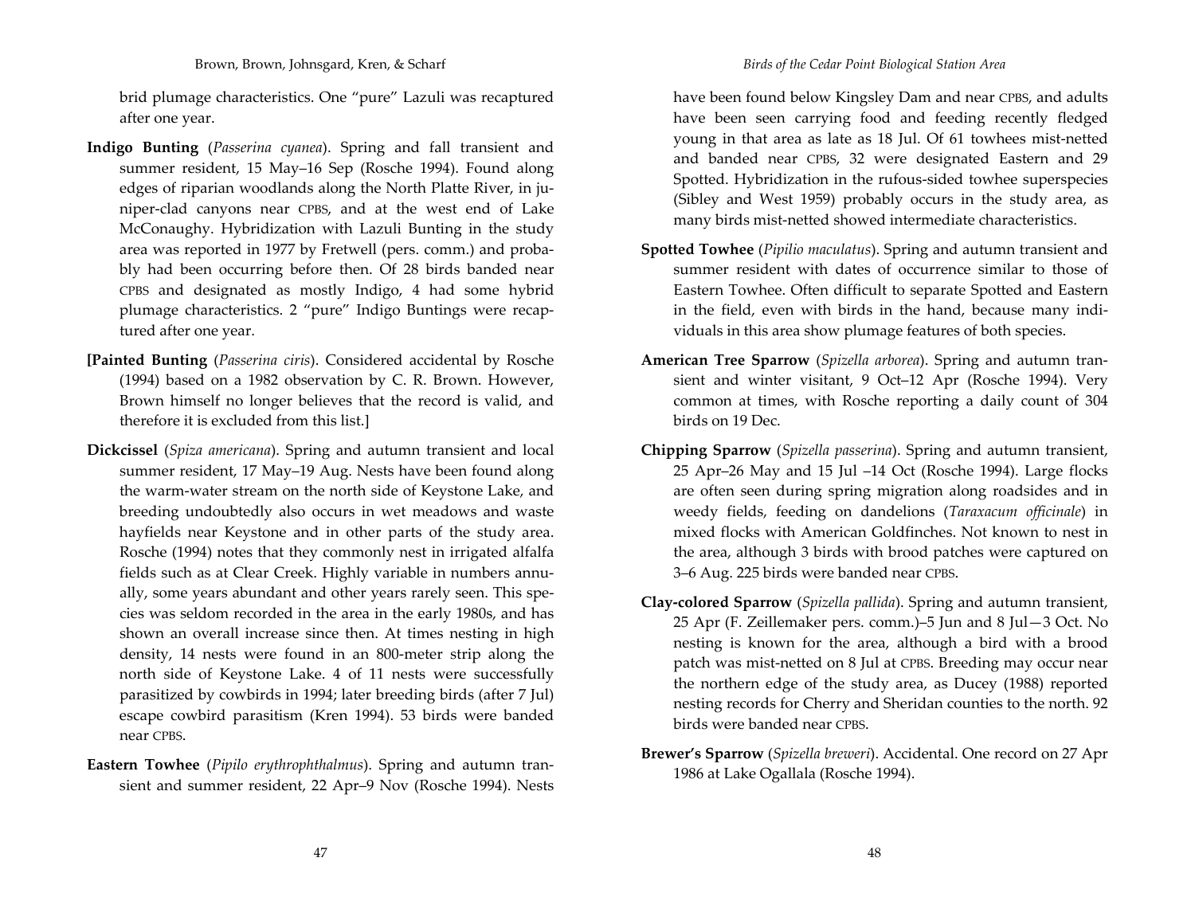brid plumage characteristics. One "pure" Lazuli was recaptured after one year.

**Indigo Bunting** (*Passerina cyanea*). Spring and fall transient and summer resident, 15 May–16 Sep (Rosche 1994). Found along edges of riparian woodlands along the North Platte River, in juniper-clad canyons near CPBS, and at the west end of Lake McConaughy. Hybridization with Lazuli Bunting in the study area was reported in 1977 by Fretwell (pers. comm.) and probably had been occurring before then. Of 28 birds banded near CPBS and designated as mostly Indigo, 4 had some hybrid plumage characteristics. 2 "pure" Indigo Buntings were recaptured after one year.

**[Painted Bunting** (*Passerina ciris*). Considered accidental by Rosche (1994) based on a 1982 observation by C. R. Brown. However, Brown himself no longer believes that the record is valid, and therefore it is excluded from this list.]

**Dickcissel** (*Spiza americana*). Spring and autumn transient and local summer resident, 17 May–19 Aug. Nests have been found along the warm-water stream on the north side of Keystone Lake, and breeding undoubtedly also occurs in wet meadows and waste hayfields near Keystone and in other parts of the study area. Rosche (1994) notes that they commonly nest in irrigated alfalfa fields such as at Clear Creek. Highly variable in numbers annually, some years abundant and other years rarely seen. This species was seldom recorded in the area in the early 1980s, and has shown an overall increase since then. At times nesting in high density, 14 nests were found in an 800-meter strip along the north side of Keystone Lake. 4 of 11 nests were successfully parasitized by cowbirds in 1994; later breeding birds (after 7 Jul) escape cowbird parasitism (Kren 1994). 53 birds were banded near CPBS.

**Eastern Towhee** (*Pipilo erythrophthalmus*). Spring and autumn transient and summer resident, 22 Apr–9 Nov (Rosche 1994). Nests have been found below Kingsley Dam and near CPBS, and adults have been seen carrying food and feeding recently fledged young in that area as late as 18 Jul. Of 61 towhees mist-netted and banded near CPBS, 32 were designated Eastern and 29 Spotted. Hybridization in the rufous-sided towhee superspecies (Sibley and West 1959) probably occurs in the study area, as many birds mist-netted showed intermediate characteristics.

**Spotted Towhee** (*Pipilio maculatus*). Spring and autumn transient and summer resident with dates of occurrence similar to those of Eastern Towhee. Often difficult to separate Spotted and Eastern in the field, even with birds in the hand, because many individuals in this area show plumage features of both species.

**American Tree Sparrow** (*Spizella arborea*). Spring and autumn transient and winter visitant, 9 Oct–12 Apr (Rosche 1994). Very common at times, with Rosche reporting a daily count of 304 birds on 19 Dec.

**Chipping Sparrow** (*Spizella passerina*). Spring and autumn transient, 25 Apr–26 May and 15 Jul –14 Oct (Rosche 1994). Large flocks are often seen during spring migration along roadsides and in weedy fields, feeding on dandelions (*Taraxacum officinale*) in mixed flocks with American Goldfinches. Not known to nest in the area, although 3 birds with brood patches were captured on 3–6 Aug. 225 birds were banded near CPBS.

**Clay-colored Sparrow** (*Spizella pallida*). Spring and autumn transient, 25 Apr (F. Zeillemaker pers. comm.)–5 Jun and 8 Jul—3 Oct. No nesting is known for the area, although a bird with a brood patch was mist-netted on 8 Jul at CPBS. Breeding may occur near the northern edge of the study area, as Ducey (1988) reported nesting records for Cherry and Sheridan counties to the north. 92 birds were banded near CPBS.

**Brewer's Sparrow** (*Spizella breweri*). Accidental. One record on 27 Apr 1986 at Lake Ogallala (Rosche 1994).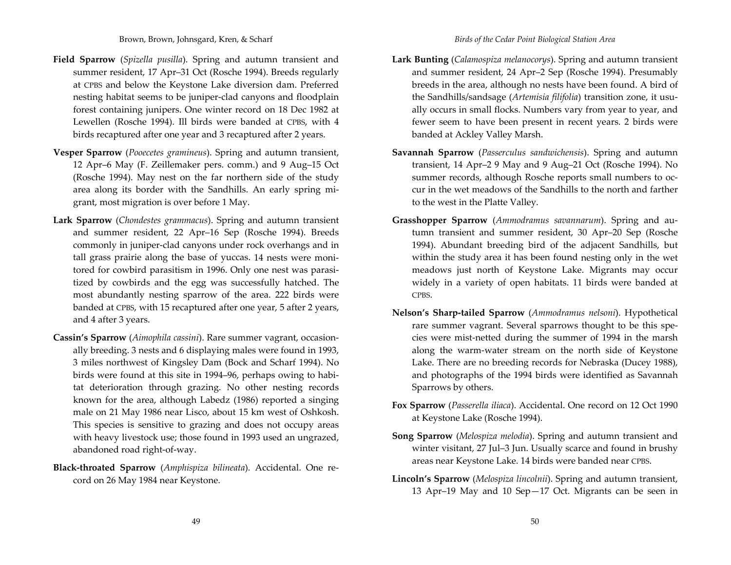**Field Sparrow** (*Spizella pusilla*). Spring and autumn transient and summer resident, 17 Apr–31 Oct (Rosche 1994). Breeds regularly at CPBS and below the Keystone Lake diversion dam. Preferred nesting habitat seems to be juniper-clad canyons and floodplain forest containing junipers. One winter record on 18 Dec 1982 at Lewellen (Rosche 1994). Ill birds were banded at CPBS, with 4 birds recaptured after one year and 3 recaptured after 2 years.

**Vesper Sparrow** (*Pooecetes gramineus*). Spring and autumn transient, 12 Apr–6 May (F. Zeillemaker pers. comm.) and 9 Aug–15 Oct (Rosche 1994). May nest on the far northern side of the study area along its border with the Sandhills. An early spring migrant, most migration is over before 1 May.

**Lark Sparrow** (*Chondestes grammacus*). Spring and autumn transient and summer resident, 22 Apr–16 Sep (Rosche 1994). Breeds commonly in juniper-clad canyons under rock overhangs and in tall grass prairie along the base of yuccas. 14 nests were monitored for cowbird parasitism in 1996. Only one nest was parasitized by cowbirds and the egg was successfully hatched. The most abundantly nesting sparrow of the area. 222 birds were banded at CPBS, with 15 recaptured after one year, 5 after 2 years, and 4 after 3 years.

**Cassin's Sparrow** (*Aimophila cassini*). Rare summer vagrant, occasionally breeding. 3 nests and 6 displaying males were found in 1993, 3 miles northwest of Kingsley Dam (Bock and Scharf 1994). No birds were found at this site in 1994–96, perhaps owing to habitat deterioration through grazing. No other nesting records known for the area, although Labedz (1986) reported a singing male on 21 May 1986 near Lisco, about 15 km west of Oshkosh. This species is sensitive to grazing and does not occupy areas with heavy livestock use; those found in 1993 used an ungrazed, abandoned road right-of-way.

**Black-throated Sparrow** (*Amphispiza bilineata*). Accidental. One record on 26 May 1984 near Keystone.

**Lark Bunting** (*Calamospiza melanocorys*). Spring and autumn transient and summer resident, 24 Apr–2 Sep (Rosche 1994). Presumably breeds in the area, although no nests have been found. A bird of the Sandhills/sandsage (*Artemisia filifolia*) transition zone, it usually occurs in small flocks. Numbers vary from year to year, and fewer seem to have been present in recent years. 2 birds were banded at Ackley Valley Marsh.

**Savannah Sparrow** (*Passerculus sandwichensis*). Spring and autumn transient, 14 Apr–2 9 May and 9 Aug–21 Oct (Rosche 1994). No summer records, although Rosche reports small numbers to occur in the wet meadows of the Sandhills to the north and farther to the west in the Platte Valley.

**Grasshopper Sparrow** (*Ammodramus savannarum*). Spring and autumn transient and summer resident, 30 Apr–20 Sep (Rosche 1994). Abundant breeding bird of the adjacent Sandhills, but within the study area it has been found nesting only in the wet meadows just north of Keystone Lake. Migrants may occur widely in a variety of open habitats. 11 birds were banded at CPBS.

**Nelson's Sharp-tailed Sparrow** (*Ammodramus nelsoni*). Hypothetical rare summer vagrant. Several sparrows thought to be this species were mist-netted during the summer of 1994 in the marsh along the warm-water stream on the north side of Keystone Lake. There are no breeding records for Nebraska (Ducey 1988), and photographs of the 1994 birds were identified as Savannah Sparrows by others.

**Fox Sparrow** (*Passerella iliaca*). Accidental. One record on 12 Oct 1990 at Keystone Lake (Rosche 1994).

**Song Sparrow** (*Melospiza melodia*). Spring and autumn transient and winter visitant, 27 Jul–3 Jun. Usually scarce and found in brushy areas near Keystone Lake. 14 birds were banded near CPBS.

**Lincoln's Sparrow** (*Melospiza lincolnii*). Spring and autumn transient, 13 Apr–19 May and 10 Sep—17 Oct. Migrants can be seen in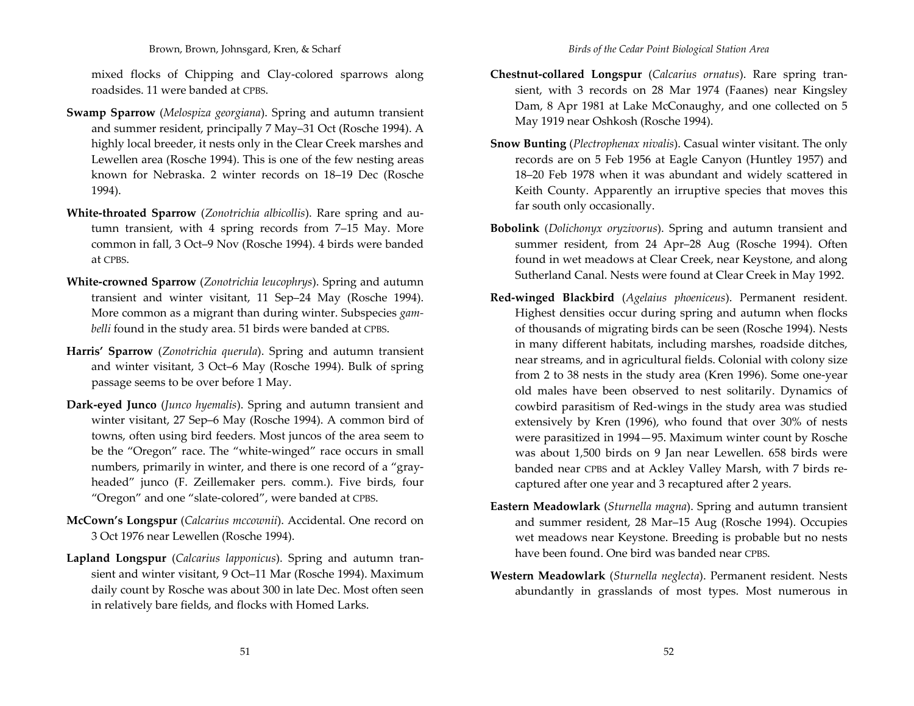mixed flocks of Chipping and Clay-colored sparrows along roadsides. 11 were banded at CPBS.

**Swamp Sparrow** (*Melospiza georgiana*). Spring and autumn transient and summer resident, principally 7 May–31 Oct (Rosche 1994). A highly local breeder, it nests only in the Clear Creek marshes and Lewellen area (Rosche 1994). This is one of the few nesting areas known for Nebraska. 2 winter records on 18–19 Dec (Rosche 1994).

**White-throated Sparrow** (*Zonotrichia albicollis*). Rare spring and autumn transient, with 4 spring records from 7–15 May. More common in fall, 3 Oct–9 Nov (Rosche 1994). 4 birds were banded at CPBS.

**White-crowned Sparrow** (*Zonotrichia leucophrys*). Spring and autumn transient and winter visitant, 11 Sep–24 May (Rosche 1994). More common as a migrant than during winter. Subspecies *gambelli* found in the study area. 51 birds were banded at CPBS.

**Harris' Sparrow** (*Zonotrichia querula*). Spring and autumn transient and winter visitant, 3 Oct–6 May (Rosche 1994). Bulk of spring passage seems to be over before 1 May.

**Dark-eyed Junco** (*Junco hyemalis*). Spring and autumn transient and winter visitant, 27 Sep–6 May (Rosche 1994). A common bird of towns, often using bird feeders. Most juncos of the area seem to be the "Oregon" race. The "white-winged" race occurs in small numbers, primarily in winter, and there is one record of a "gray-headed" junco (F. Zeillemaker pers. comm.). Five birds, four "Oregon" and one "slate-colored", were banded at CPBS.

**McCown's Longspur** (*Calcarius mccownii*). Accidental. One record on 3 Oct 1976 near Lewellen (Rosche 1994).

**Lapland Longspur** (*Calcarius lapponicus*). Spring and autumn transient and winter visitant, 9 Oct–11 Mar (Rosche 1994). Maximum daily count by Rosche was about 300 in late Dec. Most often seen in relatively bare fields, and flocks with Homed Larks.

**Chestnut-collared Longspur** (*Calcarius ornatus*). Rare spring transient, with 3 records on 28 Mar 1974 (Faanes) near Kingsley Dam, 8 Apr 1981 at Lake McConaughy, and one collected on 5 May 1919 near Oshkosh (Rosche 1994).

**Snow Bunting** (*Plectrophenax nivalis*). Casual winter visitant. The only records are on 5 Feb 1956 at Eagle Canyon (Huntley 1957) and 18–20 Feb 1978 when it was abundant and widely scattered in Keith County. Apparently an irruptive species that moves this far south only occasionally.

**Bobolink** (*Dolichonyx oryzivorus*). Spring and autumn transient and summer resident, from 24 Apr–28 Aug (Rosche 1994). Often found in wet meadows at Clear Creek, near Keystone, and along Sutherland Canal. Nests were found at Clear Creek in May 1992.

**Red-winged Blackbird** (*Agelaius phoeniceus*). Permanent resident. Highest densities occur during spring and autumn when flocks of thousands of migrating birds can be seen (Rosche 1994). Nests in many different habitats, including marshes, roadside ditches, near streams, and in agricultural fields. Colonial with colony size from 2 to 38 nests in the study area (Kren 1996). Some one-year old males have been observed to nest solitarily. Dynamics of cowbird parasitism of Red-wings in the study area was studied extensively by Kren (1996), who found that over 30% of nests were parasitized in 1994—95. Maximum winter count by Rosche was about 1,500 birds on 9 Jan near Lewellen. 658 birds were banded near CPBS and at Ackley Valley Marsh, with 7 birds recaptured after one year and 3 recaptured after 2 years.

**Eastern Meadowlark** (*Sturnella magna*). Spring and autumn transient and summer resident, 28 Mar–15 Aug (Rosche 1994). Occupies wet meadows near Keystone. Breeding is probable but no nests have been found. One bird was banded near CPBS.

**Western Meadowlark** (*Sturnella neglecta*). Permanent resident. Nests abundantly in grasslands of most types. Most numerous in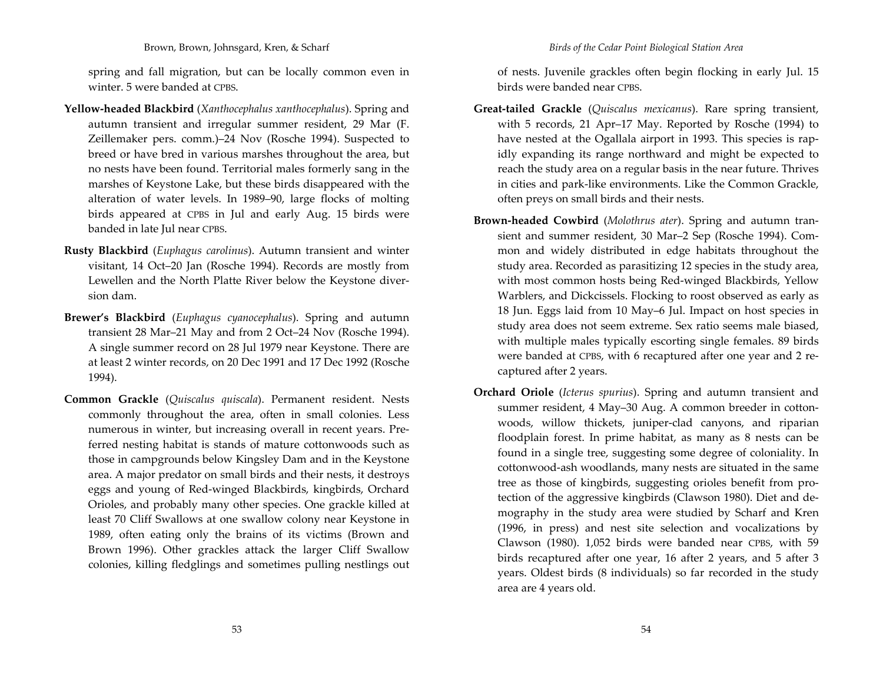spring and fall migration, but can be locally common even in winter. 5 were banded at CPBS.

**Yellow-headed Blackbird** (*Xanthocephalus xanthocephalus*). Spring and autumn transient and irregular summer resident, 29 Mar (F. Zeillemaker pers. comm.)–24 Nov (Rosche 1994). Suspected to breed or have bred in various marshes throughout the area, but no nests have been found. Territorial males formerly sang in the marshes of Keystone Lake, but these birds disappeared with the alteration of water levels. In 1989–90, large flocks of molting birds appeared at CPBS in Jul and early Aug. 15 birds were banded in late Jul near CPBS.

**Rusty Blackbird** (*Euphagus carolinus*). Autumn transient and winter visitant, 14 Oct–20 Jan (Rosche 1994). Records are mostly from Lewellen and the North Platte River below the Keystone diversion dam.

**Brewer's Blackbird** (*Euphagus cyanocephalus*). Spring and autumn transient 28 Mar–21 May and from 2 Oct–24 Nov (Rosche 1994). A single summer record on 28 Jul 1979 near Keystone. There are at least 2 winter records, on 20 Dec 1991 and 17 Dec 1992 (Rosche 1994).

**Common Grackle** (*Quiscalus quiscala*). Permanent resident. Nests commonly throughout the area, often in small colonies. Less numerous in winter, but increasing overall in recent years. Preferred nesting habitat is stands of mature cottonwoods such as those in campgrounds below Kingsley Dam and in the Keystone area. A major predator on small birds and their nests, it destroys eggs and young of Red-winged Blackbirds, kingbirds, Orchard Orioles, and probably many other species. One grackle killed at least 70 Cliff Swallows at one swallow colony near Keystone in 1989, often eating only the brains of its victims (Brown and Brown 1996). Other grackles attack the larger Cliff Swallow colonies, killing fledglings and sometimes pulling nestlings out of nests. Juvenile grackles often begin flocking in early Jul. 15 birds were banded near CPBS.

**Great-tailed Grackle** (*Quiscalus mexicanus*). Rare spring transient, with 5 records, 21 Apr–17 May. Reported by Rosche (1994) to have nested at the Ogallala airport in 1993. This species is rapidly expanding its range northward and might be expected to reach the study area on a regular basis in the near future. Thrives in cities and park-like environments. Like the Common Grackle, often preys on small birds and their nests.

**Brown-headed Cowbird** (*Molothrus ater*). Spring and autumn transient and summer resident, 30 Mar–2 Sep (Rosche 1994). Common and widely distributed in edge habitats throughout the study area. Recorded as parasitizing 12 species in the study area, with most common hosts being Red-winged Blackbirds, Yellow Warblers, and Dickcissels. Flocking to roost observed as early as 18 Jun. Eggs laid from 10 May–6 Jul. Impact on host species in study area does not seem extreme. Sex ratio seems male biased, with multiple males typically escorting single females. 89 birds were banded at CPBS, with 6 recaptured after one year and 2 recaptured after 2 years.

**Orchard Oriole** (*Icterus spurius*). Spring and autumn transient and summer resident, 4 May–30 Aug. A common breeder in cottonwoods, willow thickets, juniper-clad canyons, and riparian floodplain forest. In prime habitat, as many as 8 nests can be found in a single tree, suggesting some degree of coloniality. In cottonwood-ash woodlands, many nests are situated in the same tree as those of kingbirds, suggesting orioles benefit from protection of the aggressive kingbirds (Clawson 1980). Diet and demography in the study area were studied by Scharf and Kren (1996, in press) and nest site selection and vocalizations by Clawson (1980). 1,052 birds were banded near CPBS, with 59 birds recaptured after one year, 16 after 2 years, and 5 after 3 years. Oldest birds (8 individuals) so far recorded in the study area are 4 years old.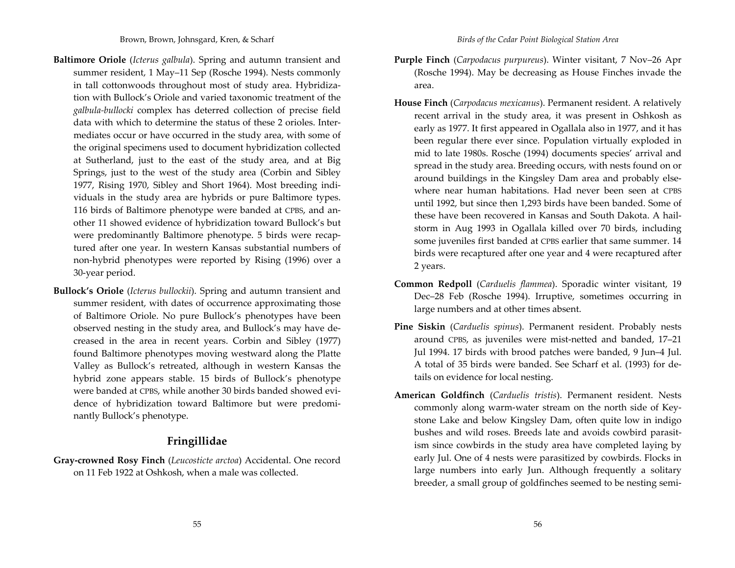**Baltimore Oriole** (*Icterus galbula*). Spring and autumn transient and summer resident, 1 May–11 Sep (Rosche 1994). Nests commonly in tall cottonwoods throughout most of study area. Hybridization with Bullock's Oriole and varied taxonomic treatment of the *galbula-bullocki* complex has deterred collection of precise field data with which to determine the status of these 2 orioles. Intermediates occur or have occurred in the study area, with some of the original specimens used to document hybridization collected at Sutherland, just to the east of the study area, and at Big Springs, just to the west of the study area (Corbin and Sibley 1977, Rising 1970, Sibley and Short 1964). Most breeding individuals in the study area are hybrids or pure Baltimore types. 116 birds of Baltimore phenotype were banded at CPBS, and another 11 showed evidence of hybridization toward Bullock's but were predominantly Baltimore phenotype. 5 birds were recaptured after one year. In western Kansas substantial numbers of non-hybrid phenotypes were reported by Rising (1996) over a 30-year period.

**Bullock's Oriole** (*Icterus bullockii*). Spring and autumn transient and summer resident, with dates of occurrence approximating those of Baltimore Oriole. No pure Bullock's phenotypes have been observed nesting in the study area, and Bullock's may have decreased in the area in recent years. Corbin and Sibley (1977) found Baltimore phenotypes moving westward along the Platte Valley as Bullock's retreated, although in western Kansas the hybrid zone appears stable. 15 birds of Bullock's phenotype were banded at CPBS, while another 30 birds banded showed evidence of hybridization toward Baltimore but were predominantly Bullock's phenotype.

## Fringillidae

**Gray-crowned Rosy Finch** (*Leucosticte arctoa*) Accidental. One record on 11 Feb 1922 at Oshkosh, when a male was collected.

**Purple Finch** (*Carpodacus purpureus*). Winter visitant, 7 Nov–26 Apr (Rosche 1994). May be decreasing as House Finches invade the area.

**House Finch** (*Carpodacus mexicanus*). Permanent resident. A relatively recent arrival in the study area, it was present in Oshkosh as early as 1977. It first appeared in Ogallala also in 1977, and it has been regular there ever since. Population virtually exploded in mid to late 1980s. Rosche (1994) documents species' arrival and spread in the study area. Breeding occurs, with nests found on or around buildings in the Kingsley Dam area and probably elsewhere near human habitations. Had never been seen at CPBS until 1992, but since then 1,293 birds have been banded. Some of these have been recovered in Kansas and South Dakota. A hailstorm in Aug 1993 in Ogallala killed over 70 birds, including some juveniles first banded at CPBS earlier that same summer. 14 birds were recaptured after one year and 4 were recaptured after 2 years.

**Common Redpoll** (*Carduelis flammea*). Sporadic winter visitant, 19 Dec–28 Feb (Rosche 1994). Irruptive, sometimes occurring in large numbers and at other times absent.

**Pine Siskin** (*Carduelis spinus*). Permanent resident. Probably nests around CPBS, as juveniles were mist-netted and banded, 17–21 Jul 1994. 17 birds with brood patches were banded, 9 Jun–4 Jul. A total of 35 birds were banded. See Scharf et al. (1993) for details on evidence for local nesting.

**American Goldfinch** (*Carduelis tristis*). Permanent resident. Nests commonly along warm-water stream on the north side of Keystone Lake and below Kingsley Dam, often quite low in indigo bushes and wild roses. Breeds late and avoids cowbird parasitism since cowbirds in the study area have completed laying by early Jul. One of 4 nests were parasitized by cowbirds. Flocks in large numbers into early Jun. Although frequently a solitary breeder, a small group of goldfinches seemed to be nesting semi-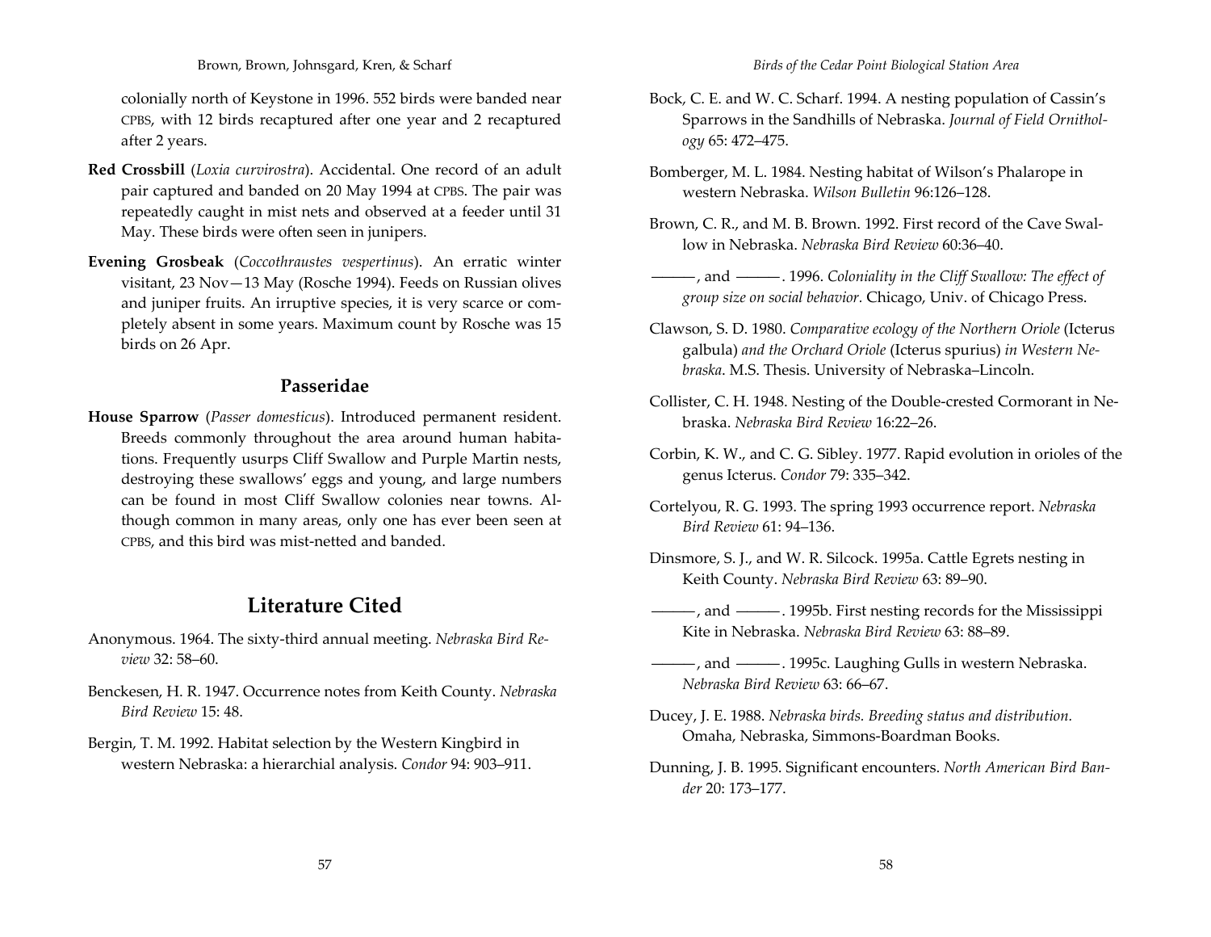colonially north of Keystone in 1996. 552 birds were banded near CPBS, with 12 birds recaptured after one year and 2 recaptured after 2 years.

**Red Crossbill** (*Loxia curvirostra*). Accidental. One record of an adult pair captured and banded on 20 May 1994 at CPBS. The pair was repeatedly caught in mist nets and observed at a feeder until 31 May. These birds were often seen in junipers.

**Evening Grosbeak** (*Coccothraustes vespertinus*). An erratic winter visitant, 23 Nov—13 May (Rosche 1994). Feeds on Russian olives and juniper fruits. An irruptive species, it is very scarce or completely absent in some years. Maximum count by Rosche was 15 birds on 26 Apr.

### Passeridae

**House Sparrow** (*Passer domesticus*). Introduced permanent resident. Breeds commonly throughout the area around human habitations. Frequently usurps Cliff Swallow and Purple Martin nests, destroying these swallows' eggs and young, and large numbers can be found in most Cliff Swallow colonies near towns. Although common in many areas, only one has ever been seen at CPBS, and this bird was mist-netted and banded.

## Literature Cited

Anonymous. 1964. The sixty-third annual meeting. *Nebraska Bird Review* 32: 58–60.

Benckesen, H. R. 1947. Occurrence notes from Keith County. *Nebraska Bird Review* 15: 48.

Bergin, T. M. 1992. Habitat selection by the Western Kingbird in western Nebraska: a hierarchial analysis. *Condor* 94: 903–911.

Bock, C. E. and W. C. Scharf. 1994. A nesting population of Cassin's Sparrows in the Sandhills of Nebraska. *Journal of Field Ornithology* 65: 472–475.

Bomberger, M. L. 1984. Nesting habitat of Wilson's Phalarope in western Nebraska. *Wilson Bulletin* 96:126–128.

Brown, C. R., and M. B. Brown. 1992. First record of the Cave Swallow in Nebraska. *Nebraska Bird Review* 60:36–40.

———, and ———. 1996. *Coloniality in the Cliff Swallow: The effect of group size on social behavior*. Chicago, Univ. of Chicago Press.

Clawson, S. D. 1980. *Comparative ecology of the Northern Oriole* (Icterus galbula) *and the Orchard Oriole* (Icterus spurius) *in Western Nebraska*. M.S. Thesis. University of Nebraska–Lincoln.

Collister, C. H. 1948. Nesting of the Double-crested Cormorant in Nebraska. *Nebraska Bird Review* 16:22–26.

Corbin, K. W., and C. G. Sibley. 1977. Rapid evolution in orioles of the genus Icterus. *Condor* 79: 335–342.

Cortelyou, R. G. 1993. The spring 1993 occurrence report. *Nebraska Bird Review* 61: 94–136.

Dinsmore, S. J., and W. R. Silcock. 1995a. Cattle Egrets nesting in Keith County. *Nebraska Bird Review* 63: 89–90.

———, and ———. 1995b. First nesting records for the Mississippi Kite in Nebraska. *Nebraska Bird Review* 63: 88–89.

———, and ———. 1995c. Laughing Gulls in western Nebraska. *Nebraska Bird Review* 63: 66–67.

Ducey, J. E. 1988. *Nebraska birds. Breeding status and distribution.* Omaha, Nebraska, Simmons-Boardman Books.

Dunning, J. B. 1995. Significant encounters. *North American Bird Bander* 20: 173–177.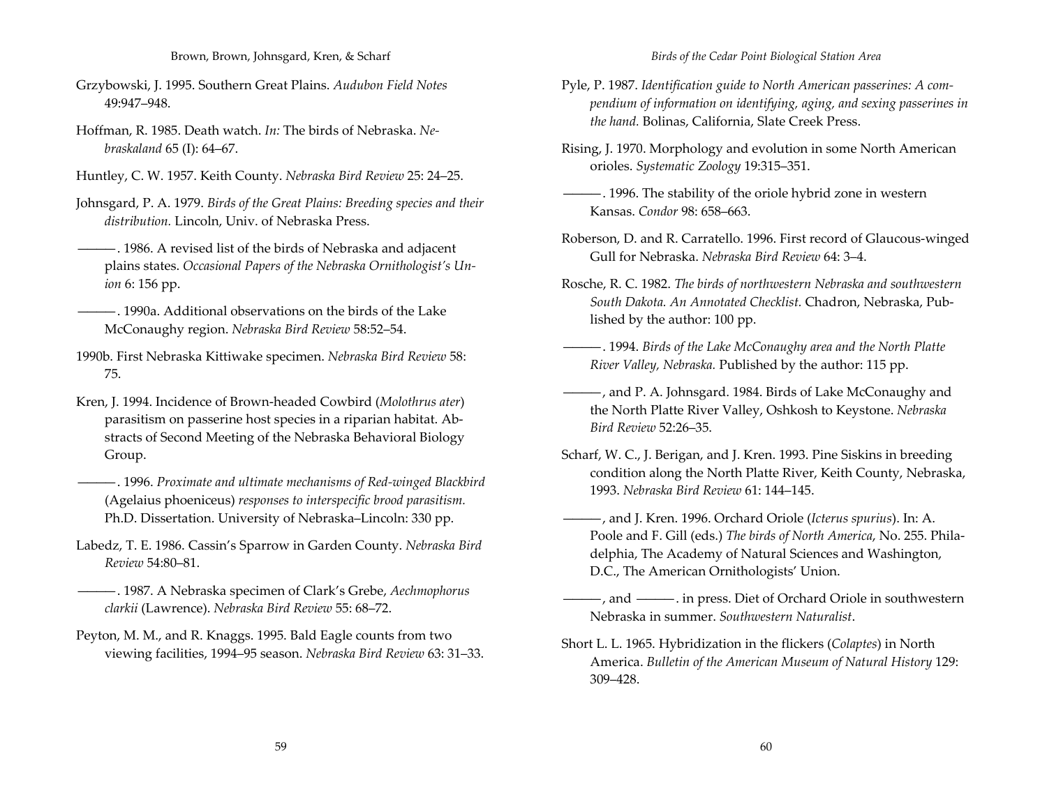Grzybowski, J. 1995. Southern Great Plains. *Audubon Field Notes* 49:947–948.

Hoffman, R. 1985. Death watch. *In:* The birds of Nebraska. *Nebraskaland* 65 (I): 64–67.

Huntley, C. W. 1957. Keith County. *Nebraska Bird Review* 25: 24–25.

Johnsgard, P. A. 1979. *Birds of the Great Plains: Breeding species and their distribution.* Lincoln, Univ. of Nebraska Press.

———. 1986. A revised list of the birds of Nebraska and adjacent plains states. *Occasional Papers of the Nebraska Ornithologist's Union* 6: 156 pp.

———. 1990a. Additional observations on the birds of the Lake McConaughy region. *Nebraska Bird Review* 58:52–54.

1990b. First Nebraska Kittiwake specimen. *Nebraska Bird Review* 58: 75.

Kren, J. 1994. Incidence of Brown-headed Cowbird (*Molothrus ater*) parasitism on passerine host species in a riparian habitat. Abstracts of Second Meeting of the Nebraska Behavioral Biology Group.

———. 1996. *Proximate and ultimate mechanisms of Red-winged Blackbird* (Agelaius phoeniceus) *responses to interspecific brood parasitism.* Ph.D. Dissertation. University of Nebraska–Lincoln: 330 pp.

Labedz, T. E. 1986. Cassin's Sparrow in Garden County. *Nebraska Bird Review* 54:80–81.

———. 1987. A Nebraska specimen of Clark's Grebe, *Aechmophorus clarkii* (Lawrence). *Nebraska Bird Review* 55: 68–72.

Peyton, M. M., and R. Knaggs. 1995. Bald Eagle counts from two viewing facilities, 1994–95 season. *Nebraska Bird Review* 63: 31–33.

Pyle, P. 1987. *Identification guide to North American passerines: A compendium of information on identifying, aging, and sexing passerines in the hand.* Bolinas, California, Slate Creek Press.

Rising, J. 1970. Morphology and evolution in some North American orioles. *Systematic Zoology* 19:315–351.

———. 1996. The stability of the oriole hybrid zone in western Kansas. *Condor* 98: 658–663.

Roberson, D. and R. Carratello. 1996. First record of Glaucous-winged Gull for Nebraska. *Nebraska Bird Review* 64: 3–4.

Rosche, R. C. 1982. *The birds of northwestern Nebraska and southwestern South Dakota. An Annotated Checklist.* Chadron, Nebraska, Published by the author: 100 pp.

———. 1994. *Birds of the Lake McConaughy area and the North Platte River Valley, Nebraska.* Published by the author: 115 pp.

———, and P. A. Johnsgard. 1984. Birds of Lake McConaughy and the North Platte River Valley, Oshkosh to Keystone. *Nebraska Bird Review* 52:26–35.

Scharf, W. C., J. Berigan, and J. Kren. 1993. Pine Siskins in breeding condition along the North Platte River, Keith County, Nebraska, 1993. *Nebraska Bird Review* 61: 144–145.

———, and J. Kren. 1996. Orchard Oriole (*Icterus spurius*). In: A. Poole and F. Gill (eds.) *The birds of North America*, No. 255. Philadelphia, The Academy of Natural Sciences and Washington, D.C., The American Ornithologists' Union.

———, and ———. in press. Diet of Orchard Oriole in southwestern Nebraska in summer. *Southwestern Naturalist*.

Short L. L. 1965. Hybridization in the flickers (*Colaptes*) in North America. *Bulletin of the American Museum of Natural History* 129: 309–428.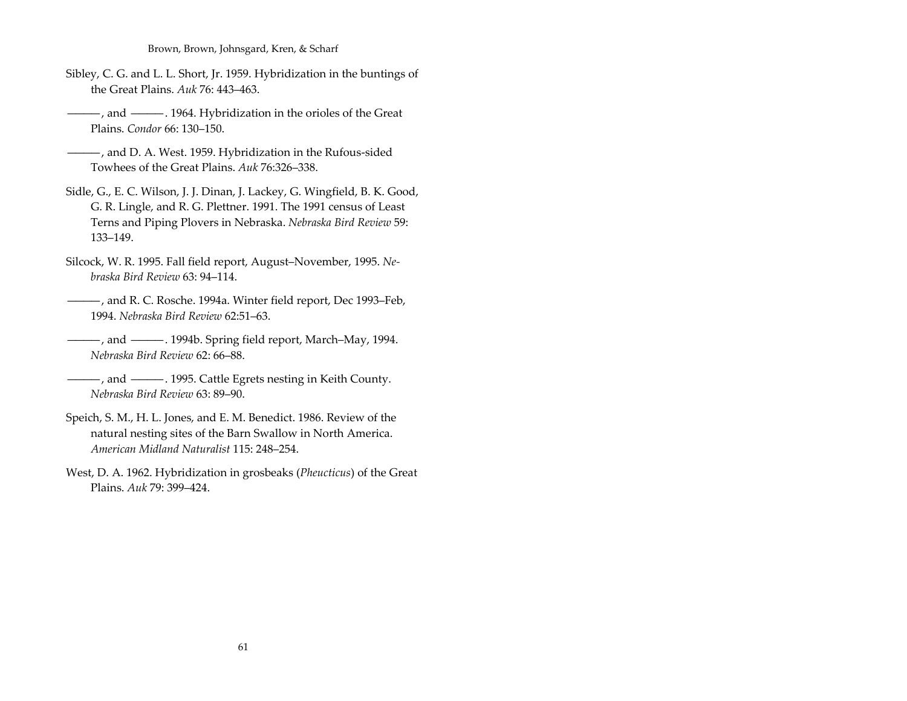Sibley, C. G. and L. L. Short, Jr. 1959. Hybridization in the buntings of the Great Plains. *Auk* 76: 443–463.

———, and ———. 1964. Hybridization in the orioles of the Great Plains. *Condor* 66: 130–150.

———, and D. A. West. 1959. Hybridization in the Rufous-sided Towhees of the Great Plains. *Auk* 76:326–338.

Sidle, G., E. C. Wilson, J. J. Dinan, J. Lackey, G. Wingfield, B. K. Good, G. R. Lingle, and R. G. Plettner. 1991. The 1991 census of Least Terns and Piping Plovers in Nebraska. *Nebraska Bird Review* 59: 133–149.

Silcock, W. R. 1995. Fall field report, August–November, 1995. *Nebraska Bird Review* 63: 94–114.

———, and R. C. Rosche. 1994a. Winter field report, Dec 1993–Feb, 1994. *Nebraska Bird Review* 62:51–63.

———, and ———. 1994b. Spring field report, March–May, 1994. *Nebraska Bird Review* 62: 66–88.

———, and ———. 1995. Cattle Egrets nesting in Keith County. *Nebraska Bird Review* 63: 89–90.

Speich, S. M., H. L. Jones, and E. M. Benedict. 1986. Review of the natural nesting sites of the Barn Swallow in North America. *American Midland Naturalist* 115: 248–254.

West, D. A. 1962. Hybridization in grosbeaks (*Pheucticus*) of the Great Plains. *Auk* 79: 399–424.